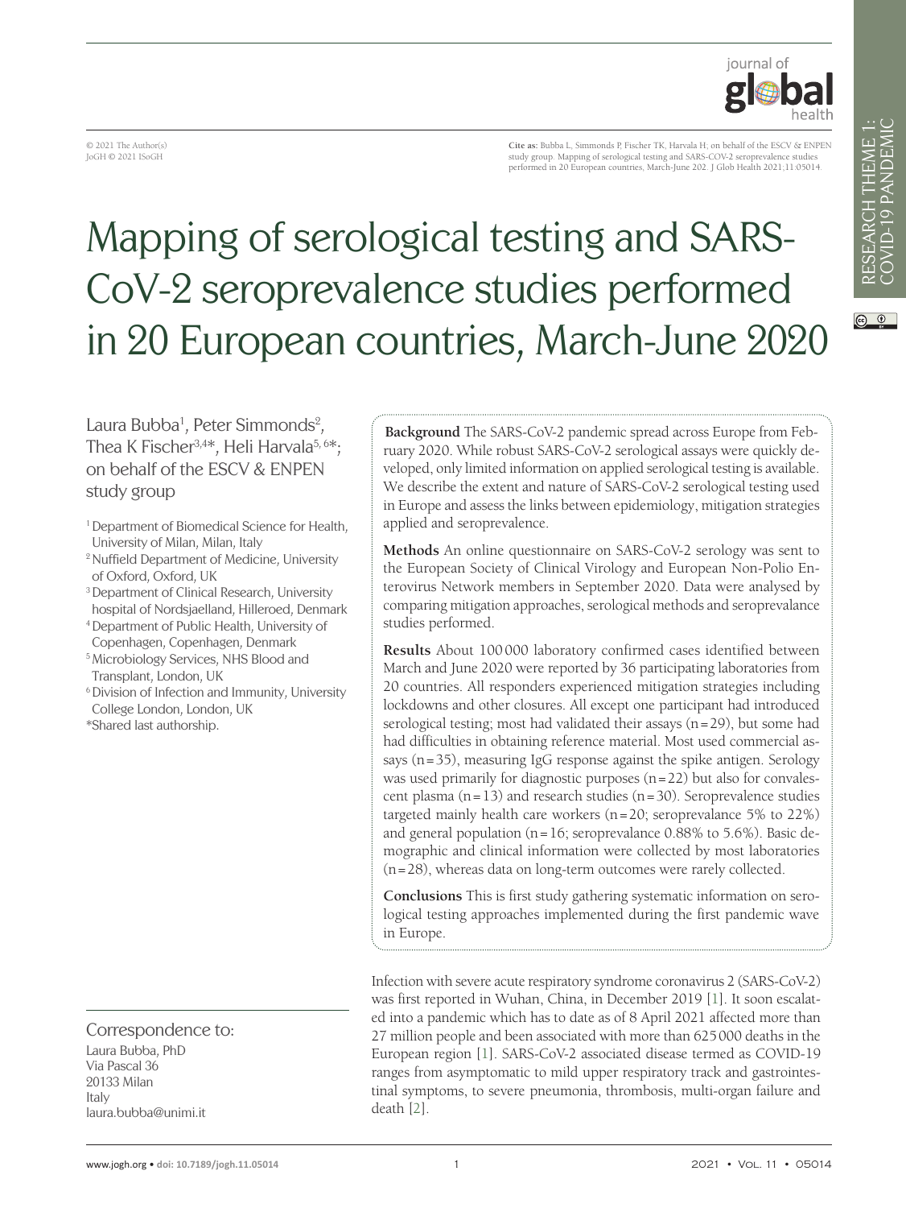© 2021 The Author(s)
JoGH © 2021 ISoGH

**Cite as:** Bubba L, Simmonds P, Fischer TK, Harvala H; on behalf of the ESCV & ENPEN study group. Mapping of serological testing and SARS-COV-2 seroprevalence studies performed in 20 European countries, March-June 202. J Glob Health 2021;11:05014.

# Mapping of serological testing and SARS-CoV-2 seroprevalence studies performed in 20 European countries, March-June 2020

Laura Bubba[1], Peter Simmonds[2], Thea K Fischer[3,4]*, Heli Harvala[5,6]*; on behalf of the ESCV & ENPEN study group

[1] Department of Biomedical Science for Health, University of Milan, Milan, Italy
[2] Nuffield Department of Medicine, University of Oxford, Oxford, UK
[3] Department of Clinical Research, University hospital of Nordsjaelland, Hilleroed, Denmark
[4] Department of Public Health, University of Copenhagen, Copenhagen, Denmark
[5] Microbiology Services, NHS Blood and Transplant, London, UK
[6] Division of Infection and Immunity, University College London, London, UK
*Shared last authorship.

**Background** The SARS-CoV-2 pandemic spread across Europe from February 2020. While robust SARS-CoV-2 serological assays were quickly developed, only limited information on applied serological testing is available. We describe the extent and nature of SARS-CoV-2 serological testing used in Europe and assess the links between epidemiology, mitigation strategies applied and seroprevalence.

**Methods** An online questionnaire on SARS-CoV-2 serology was sent to the European Society of Clinical Virology and European Non-Polio Enterovirus Network members in September 2020. Data were analysed by comparing mitigation approaches, serological methods and seroprevalance studies performed.

**Results** About 100 000 laboratory confirmed cases identified between March and June 2020 were reported by 36 participating laboratories from 20 countries. All responders experienced mitigation strategies including lockdowns and other closures. All except one participant had introduced serological testing; most had validated their assays (n = 29), but some had had difficulties in obtaining reference material. Most used commercial assays (n = 35), measuring IgG response against the spike antigen. Serology was used primarily for diagnostic purposes (n = 22) but also for convalescent plasma (n = 13) and research studies (n = 30). Seroprevalence studies targeted mainly health care workers (n = 20; seroprevalance 5% to 22%) and general population (n = 16; seroprevalance 0.88% to 5.6%). Basic demographic and clinical information were collected by most laboratories (n = 28), whereas data on long-term outcomes were rarely collected.

**Conclusions** This is first study gathering systematic information on serological testing approaches implemented during the first pandemic wave in Europe.

Correspondence to:
Laura Bubba, PhD
Via Pascal 36
20133 Milan
Italy
laura.bubba@unimi.it

Infection with severe acute respiratory syndrome coronavirus 2 (SARS-CoV-2) was first reported in Wuhan, China, in December 2019 [1]. It soon escalated into a pandemic which has to date as of 8 April 2021 affected more than 27 million people and been associated with more than 625 000 deaths in the European region [1]. SARS-CoV-2 associated disease termed as COVID-19 ranges from asymptomatic to mild upper respiratory track and gastrointestinal symptoms, to severe pneumonia, thrombosis, multi-organ failure and death [2].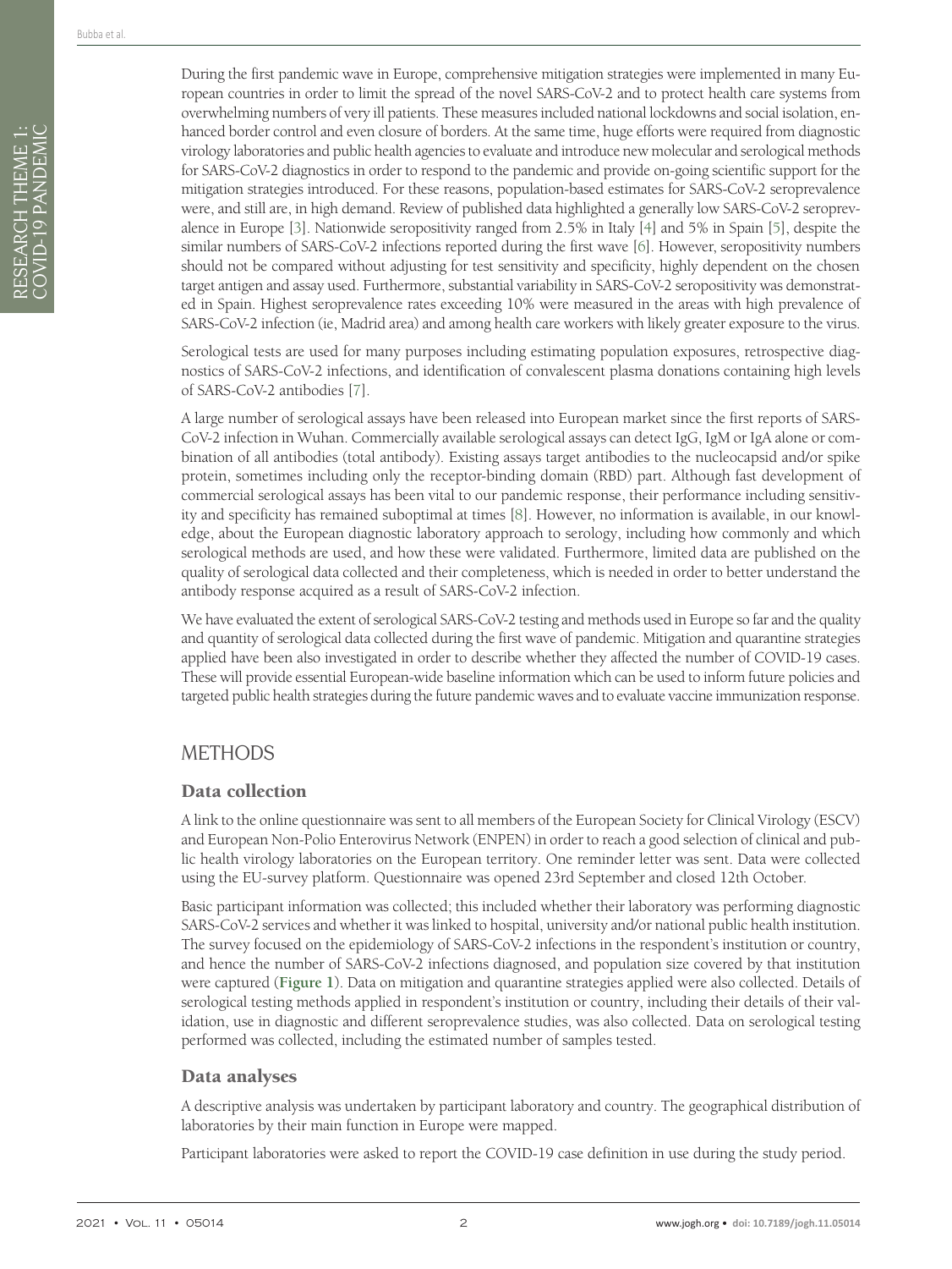During the first pandemic wave in Europe, comprehensive mitigation strategies were implemented in many European countries in order to limit the spread of the novel SARS-CoV-2 and to protect health care systems from overwhelming numbers of very ill patients. These measures included national lockdowns and social isolation, enhanced border control and even closure of borders. At the same time, huge efforts were required from diagnostic virology laboratories and public health agencies to evaluate and introduce new molecular and serological methods for SARS-CoV-2 diagnostics in order to respond to the pandemic and provide on-going scientific support for the mitigation strategies introduced. For these reasons, population-based estimates for SARS-CoV-2 seroprevalence were, and still are, in high demand. Review of published data highlighted a generally low SARS-CoV-2 seroprevalence in Europe [3]. Nationwide seropositivity ranged from 2.5% in Italy [4] and 5% in Spain [5], despite the similar numbers of SARS-CoV-2 infections reported during the first wave [6]. However, seropositivity numbers should not be compared without adjusting for test sensitivity and specificity, highly dependent on the chosen target antigen and assay used. Furthermore, substantial variability in SARS-CoV-2 seropositivity was demonstrated in Spain. Highest seroprevalence rates exceeding 10% were measured in the areas with high prevalence of SARS-CoV-2 infection (ie, Madrid area) and among health care workers with likely greater exposure to the virus.

Serological tests are used for many purposes including estimating population exposures, retrospective diagnostics of SARS-CoV-2 infections, and identification of convalescent plasma donations containing high levels of SARS-CoV-2 antibodies [7].

A large number of serological assays have been released into European market since the first reports of SARS-CoV-2 infection in Wuhan. Commercially available serological assays can detect IgG, IgM or IgA alone or combination of all antibodies (total antibody). Existing assays target antibodies to the nucleocapsid and/or spike protein, sometimes including only the receptor-binding domain (RBD) part. Although fast development of commercial serological assays has been vital to our pandemic response, their performance including sensitivity and specificity has remained suboptimal at times [8]. However, no information is available, in our knowledge, about the European diagnostic laboratory approach to serology, including how commonly and which serological methods are used, and how these were validated. Furthermore, limited data are published on the quality of serological data collected and their completeness, which is needed in order to better understand the antibody response acquired as a result of SARS-CoV-2 infection.

We have evaluated the extent of serological SARS-CoV-2 testing and methods used in Europe so far and the quality and quantity of serological data collected during the first wave of pandemic. Mitigation and quarantine strategies applied have been also investigated in order to describe whether they affected the number of COVID-19 cases. These will provide essential European-wide baseline information which can be used to inform future policies and targeted public health strategies during the future pandemic waves and to evaluate vaccine immunization response.

## METHODS

### Data collection

A link to the online questionnaire was sent to all members of the European Society for Clinical Virology (ESCV) and European Non-Polio Enterovirus Network (ENPEN) in order to reach a good selection of clinical and public health virology laboratories on the European territory. One reminder letter was sent. Data were collected using the EU-survey platform. Questionnaire was opened 23rd September and closed 12th October.

Basic participant information was collected; this included whether their laboratory was performing diagnostic SARS-CoV-2 services and whether it was linked to hospital, university and/or national public health institution. The survey focused on the epidemiology of SARS-CoV-2 infections in the respondent's institution or country, and hence the number of SARS-CoV-2 infections diagnosed, and population size covered by that institution were captured (**Figure 1**). Data on mitigation and quarantine strategies applied were also collected. Details of serological testing methods applied in respondent's institution or country, including their details of their validation, use in diagnostic and different seroprevalence studies, was also collected. Data on serological testing performed was collected, including the estimated number of samples tested.

### Data analyses

A descriptive analysis was undertaken by participant laboratory and country. The geographical distribution of laboratories by their main function in Europe were mapped.

Participant laboratories were asked to report the COVID-19 case definition in use during the study period.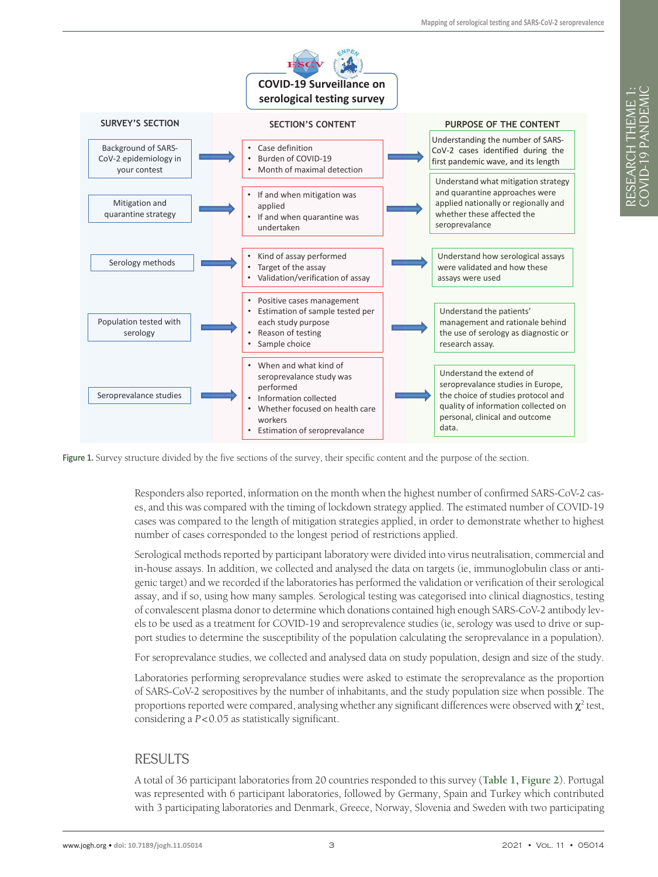**COVID-19 Surveillance on serological testing survey**

| SURVEY'S SECTION | SECTION'S CONTENT | PURPOSE OF THE CONTENT |
|---|---|---|
| Background of SARS-CoV-2 epidemiology in your contest | • Case definition<br>• Burden of COVID-19<br>• Month of maximal detection | Understanding the number of SARS-CoV-2 cases identified during the first pandemic wave, and its length |
| Mitigation and quarantine strategy | • If and when mitigation was applied<br>• If and when quarantine was undertaken | Understand what mitigation strategy and quarantine approaches were applied nationally or regionally and whether these affected the seroprevalance |
| Serology methods | • Kind of assay performed<br>• Target of the assay<br>• Validation/verification of assay | Understand how serological assays were validated and how these assays were used |
| Population tested with serology | • Positive cases management<br>• Estimation of sample tested per each study purpose<br>• Reason of testing<br>• Sample choice | Understand the patients' management and rationale behind the use of serology as diagnostic or research assay. |
| Seroprevalance studies | • When and what kind of seroprevalance study was performed<br>• Information collected<br>• Whether focused on health care workers<br>• Estimation of seroprevalance | Understand the extend of seroprevalance studies in Europe, the choice of studies protocol and quality of information collected on personal, clinical and outcome data. |

**Figure 1.** Survey structure divided by the five sections of the survey, their specific content and the purpose of the section.

Responders also reported, information on the month when the highest number of confirmed SARS-CoV-2 cases, and this was compared with the timing of lockdown strategy applied. The estimated number of COVID-19 cases was compared to the length of mitigation strategies applied, in order to demonstrate whether to highest number of cases corresponded to the longest period of restrictions applied.

Serological methods reported by participant laboratory were divided into virus neutralisation, commercial and in-house assays. In addition, we collected and analysed the data on targets (ie, immunoglobulin class or antigenic target) and we recorded if the laboratories has performed the validation or verification of their serological assay, and if so, using how many samples. Serological testing was categorised into clinical diagnostics, testing of convalescent plasma donor to determine which donations contained high enough SARS-CoV-2 antibody levels to be used as a treatment for COVID-19 and seroprevelence studies (ie, serology was used to drive or support studies to determine the susceptibility of the population calculating the seroprevalance in a population).

For seroprevalance studies, we collected and analysed data on study population, design and size of the study.

Laboratories performing seroprevalance studies were asked to estimate the seroprevalance as the proportion of SARS-CoV-2 seropositives by the number of inhabitants, and the study population size when possible. The proportions reported were compared, analysing whether any significant differences were observed with $\chi^2$ test, considering a $P<0.05$ as statistically significant.

## RESULTS

A total of 36 participant laboratories from 20 countries responded to this survey (**Table 1, Figure 2**). Portugal was represented with 6 participant laboratories, followed by Germany, Spain and Turkey which contributed with 3 participating laboratories and Denmark, Greece, Norway, Slovenia and Sweden with two participating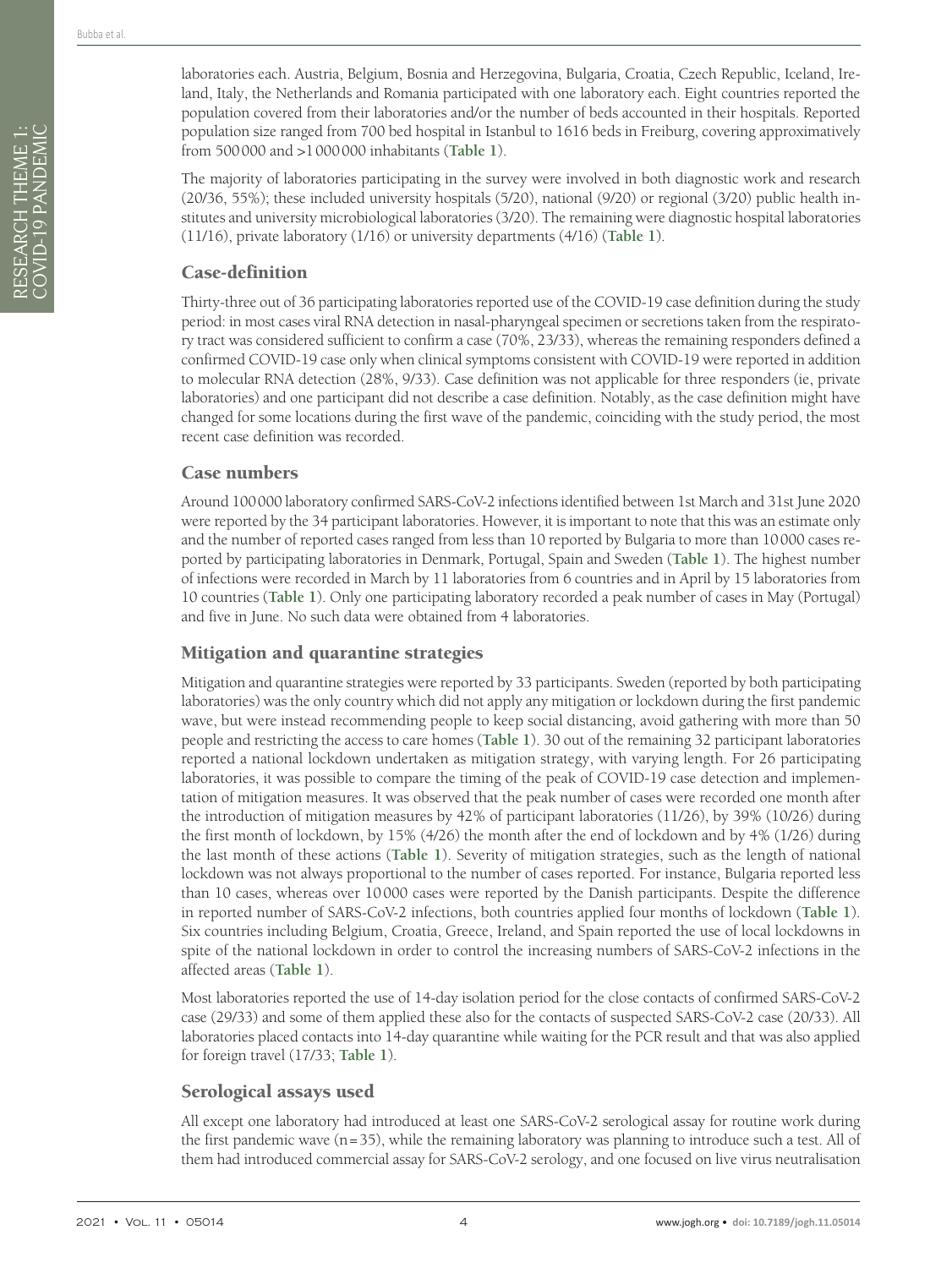laboratories each. Austria, Belgium, Bosnia and Herzegovina, Bulgaria, Croatia, Czech Republic, Iceland, Ireland, Italy, the Netherlands and Romania participated with one laboratory each. Eight countries reported the population covered from their laboratories and/or the number of beds accounted in their hospitals. Reported population size ranged from 700 bed hospital in Istanbul to 1616 beds in Freiburg, covering approximatively from 500 000 and >1 000 000 inhabitants (**Table 1**).

The majority of laboratories participating in the survey were involved in both diagnostic work and research (20/36, 55%); these included university hospitals (5/20), national (9/20) or regional (3/20) public health institutes and university microbiological laboratories (3/20). The remaining were diagnostic hospital laboratories (11/16), private laboratory (1/16) or university departments (4/16) (**Table 1**).

## Case-definition

Thirty-three out of 36 participating laboratories reported use of the COVID-19 case definition during the study period: in most cases viral RNA detection in nasal-pharyngeal specimen or secretions taken from the respiratory tract was considered sufficient to confirm a case (70%, 23/33), whereas the remaining responders defined a confirmed COVID-19 case only when clinical symptoms consistent with COVID-19 were reported in addition to molecular RNA detection (28%, 9/33). Case definition was not applicable for three responders (ie, private laboratories) and one participant did not describe a case definition. Notably, as the case definition might have changed for some locations during the first wave of the pandemic, coinciding with the study period, the most recent case definition was recorded.

## Case numbers

Around 100 000 laboratory confirmed SARS-CoV-2 infections identified between 1st March and 31st June 2020 were reported by the 34 participant laboratories. However, it is important to note that this was an estimate only and the number of reported cases ranged from less than 10 reported by Bulgaria to more than 10 000 cases reported by participating laboratories in Denmark, Portugal, Spain and Sweden (**Table 1**). The highest number of infections were recorded in March by 11 laboratories from 6 countries and in April by 15 laboratories from 10 countries (**Table 1**). Only one participating laboratory recorded a peak number of cases in May (Portugal) and five in June. No such data were obtained from 4 laboratories.

## Mitigation and quarantine strategies

Mitigation and quarantine strategies were reported by 33 participants. Sweden (reported by both participating laboratories) was the only country which did not apply any mitigation or lockdown during the first pandemic wave, but were instead recommending people to keep social distancing, avoid gathering with more than 50 people and restricting the access to care homes (**Table 1**). 30 out of the remaining 32 participant laboratories reported a national lockdown undertaken as mitigation strategy, with varying length. For 26 participating laboratories, it was possible to compare the timing of the peak of COVID-19 case detection and implementation of mitigation measures. It was observed that the peak number of cases were recorded one month after the introduction of mitigation measures by 42% of participant laboratories (11/26), by 39% (10/26) during the first month of lockdown, by 15% (4/26) the month after the end of lockdown and by 4% (1/26) during the last month of these actions (**Table 1**). Severity of mitigation strategies, such as the length of national lockdown was not always proportional to the number of cases reported. For instance, Bulgaria reported less than 10 cases, whereas over 10 000 cases were reported by the Danish participants. Despite the difference in reported number of SARS-CoV-2 infections, both countries applied four months of lockdown (**Table 1**). Six countries including Belgium, Croatia, Greece, Ireland, and Spain reported the use of local lockdowns in spite of the national lockdown in order to control the increasing numbers of SARS-CoV-2 infections in the affected areas (**Table 1**).

Most laboratories reported the use of 14-day isolation period for the close contacts of confirmed SARS-CoV-2 case (29/33) and some of them applied these also for the contacts of suspected SARS-CoV-2 case (20/33). All laboratories placed contacts into 14-day quarantine while waiting for the PCR result and that was also applied for foreign travel (17/33; **Table 1**).

## Serological assays used

All except one laboratory had introduced at least one SARS-CoV-2 serological assay for routine work during the first pandemic wave (n = 35), while the remaining laboratory was planning to introduce such a test. All of them had introduced commercial assay for SARS-CoV-2 serology, and one focused on live virus neutralisation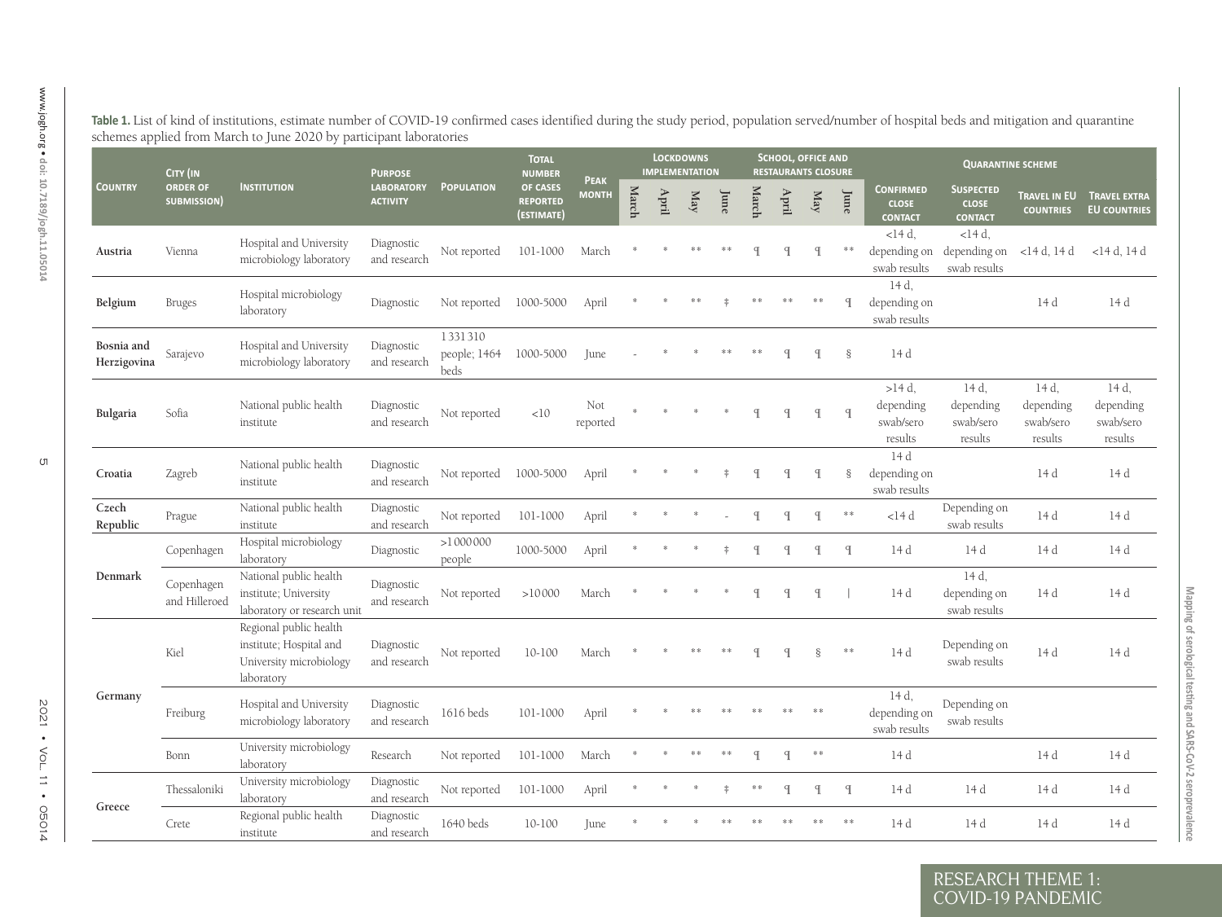**Table 1.** List of kind of institutions, estimate number of COVID-19 confirmed cases identified during the study period, population served/number of hospital beds and mitigation and quarantine schemes applied from March to June 2020 by participant laboratories

| Country | City (in order of submission) | Institution | Purpose laboratory activity | Population | Total number of cases reported (estimate) | Peak month | Lockdowns implementation | | | | School, office and restaurants closure | | | | Quarantine scheme | | | |
|---|---|---|---|---|---|---|---|---|---|---|---|---|---|---|---|---|---|---|
| | | | | | | | March | April | May | June | March | April | May | June | Confirmed close contact | Suspected close contact | Travel in EU countries | Travel extra EU countries |
| Austria | Vienna | Hospital and University microbiology laboratory | Diagnostic and research | Not reported | 101-1000 | March | * | * | ** | ** | ¶ | ¶ | ¶ | ** | <14 d, depending on swab results | <14 d, depending on swab results | <14 d, 14 d | <14 d, 14 d |
| Belgium | Bruges | Hospital microbiology laboratory | Diagnostic | Not reported | 1000-5000 | April | * | * | ** | ‡ | ** | ** | ** | ¶ | 14 d, depending on swab results | | 14 d | 14 d |
| Bosnia and Herzigovina | Sarajevo | Hospital and University microbiology laboratory | Diagnostic and research | 1 331 310 people; 1464 beds | 1000-5000 | June | - | * | * | ** | ** | ¶ | ¶ | § | 14 d | | | |
| Bulgaria | Sofia | National public health institute | Diagnostic and research | Not reported | <10 | Not reported | * | * | * | * | ¶ | ¶ | ¶ | ¶ | >14 d, depending swab/sero results | 14 d, depending swab/sero results | 14 d, depending swab/sero results | 14 d, depending swab/sero results |
| Croatia | Zagreb | National public health institute | Diagnostic and research | Not reported | 1000-5000 | April | * | * | * | ‡ | ¶ | ¶ | ¶ | § | 14 d depending on swab results | | 14 d | 14 d |
| Czech Republic | Prague | National public health institute | Diagnostic and research | Not reported | 101-1000 | April | * | * | * | - | ¶ | ¶ | ¶ | ** | <14 d | Depending on swab results | 14 d | 14 d |
| Denmark | Copenhagen | Hospital microbiology laboratory | Diagnostic | >1 000 000 people | 1000-5000 | April | * | * | * | ‡ | ¶ | ¶ | ¶ | ¶ | 14 d | 14 d | 14 d | 14 d |
| | Copenhagen and Hilleroed | National public health institute; University laboratory or research unit | Diagnostic and research | Not reported | >10 000 | March | * | * | * | * | ¶ | ¶ | ¶ | \| | 14 d | 14 d, depending on swab results | 14 d | 14 d |
| Germany | Kiel | Regional public health institute; Hospital and University microbiology laboratory | Diagnostic and research | Not reported | 10-100 | March | * | * | ** | ** | ¶ | ¶ | § | ** | 14 d | Depending on swab results | 14 d | 14 d |
| | Freiburg | Hospital and University microbiology laboratory | Diagnostic and research | 1616 beds | 101-1000 | April | * | * | ** | ** | ** | ** | ** | | 14 d, depending on swab results | Depending on swab results | | |
| | Bonn | University microbiology laboratory | Research | Not reported | 101-1000 | March | * | * | ** | ** | ¶ | ¶ | ** | | 14 d | | 14 d | 14 d |
| Greece | Thessaloniki | University microbiology laboratory | Diagnostic and research | Not reported | 101-1000 | April | * | * | * | ‡ | ** | ¶ | ¶ | ¶ | 14 d | 14 d | 14 d | 14 d |
| | Crete | Regional public health institute | Diagnostic and research | 1640 beds | 10-100 | June | * | * | * | ** | ** | ** | ** | ** | 14 d | 14 d | 14 d | 14 d |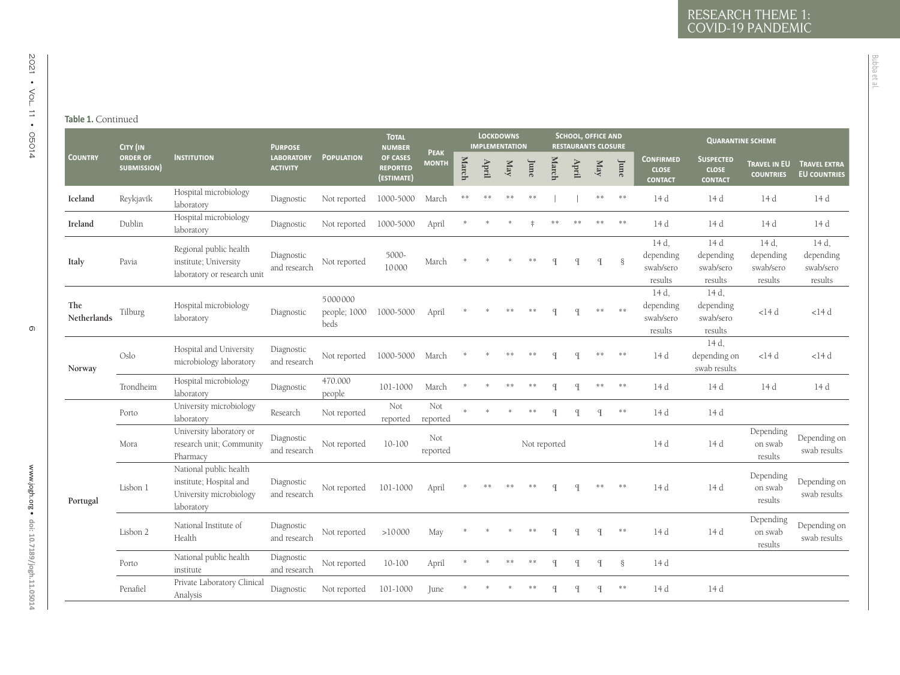**Table 1.** Continued

| Country | City (in order of submission) | Institution | Purpose laboratory activity | Population | Total number of cases reported (estimate) | Peak month | Lockdowns implementation | | | | School, office and restaurants closure | | | | Quarantine scheme | | | |
|---|---|---|---|---|---|---|---|---|---|---|---|---|---|---|---|---|---|---|
| | | | | | | | March | April | May | June | March | April | May | June | Confirmed close contact | Suspected close contact | Travel in EU countries | Travel extra EU countries |
| **Iceland** | Reykjavík | Hospital microbiology laboratory | Diagnostic | Not reported | 1000-5000 | March | ** | ** | ** | ** | \| | \| | ** | ** | 14 d | 14 d | 14 d | 14 d |
| **Ireland** | Dublin | Hospital microbiology laboratory | Diagnostic | Not reported | 1000-5000 | April | * | * | * | ‡ | ** | ** | ** | ** | 14 d | 14 d | 14 d | 14 d |
| **Italy** | Pavia | Regional public health institute; University laboratory or research unit | Diagnostic and research | Not reported | 5000-10 000 | March | * | * | * | ** | ¶ | ¶ | ¶ | § | 14 d, depending swab/sero results | 14 d depending swab/sero results | 14 d, depending swab/sero results | 14 d, depending swab/sero results |
| **The Netherlands** | Tilburg | Hospital microbiology laboratory | Diagnostic | 5 000 000 people; 1000 beds | 1000-5000 | April | * | * | ** | ** | ¶ | ¶ | ** | ** | 14 d, depending swab/sero results | 14 d, depending swab/sero results | <14 d | <14 d |
| **Norway** | Oslo | Hospital and University microbiology laboratory | Diagnostic and research | Not reported | 1000-5000 | March | * | * | ** | ** | ¶ | ¶ | ** | ** | 14 d | 14 d, depending on swab results | <14 d | <14 d |
| | Trondheim | Hospital microbiology laboratory | Diagnostic | 470.000 people | 101-1000 | March | * | * | ** | ** | ¶ | ¶ | ** | ** | 14 d | 14 d | 14 d | 14 d |
| **Portugal** | Porto | University microbiology laboratory | Research | Not reported | Not reported | Not reported | * | * | * | ** | ¶ | ¶ | ¶ | ** | 14 d | 14 d | | |
| | Mora | University laboratory or research unit; Community Pharmacy | Diagnostic and research | Not reported | 10-100 | Not reported | Not reported | | | | | | | | 14 d | 14 d | Depending on swab results | Depending on swab results |
| | Lisbon 1 | National public health institute; Hospital and University microbiology laboratory | Diagnostic and research | Not reported | 101-1000 | April | * | ** | ** | ** | ¶ | ¶ | ** | ** | 14 d | 14 d | Depending on swab results | Depending on swab results |
| | Lisbon 2 | National Institute of Health | Diagnostic and research | Not reported | >10 000 | May | * | * | * | ** | ¶ | ¶ | ¶ | ** | 14 d | 14 d | Depending on swab results | Depending on swab results |
| | Porto | National public health institute | Diagnostic and research | Not reported | 10-100 | April | * | * | ** | ** | ¶ | ¶ | ¶ | § | 14 d | | | |
| | Penafiel | Private Laboratory Clinical Analysis | Diagnostic | Not reported | 101-1000 | June | * | * | * | ** | ¶ | ¶ | ¶ | ** | 14 d | 14 d | | |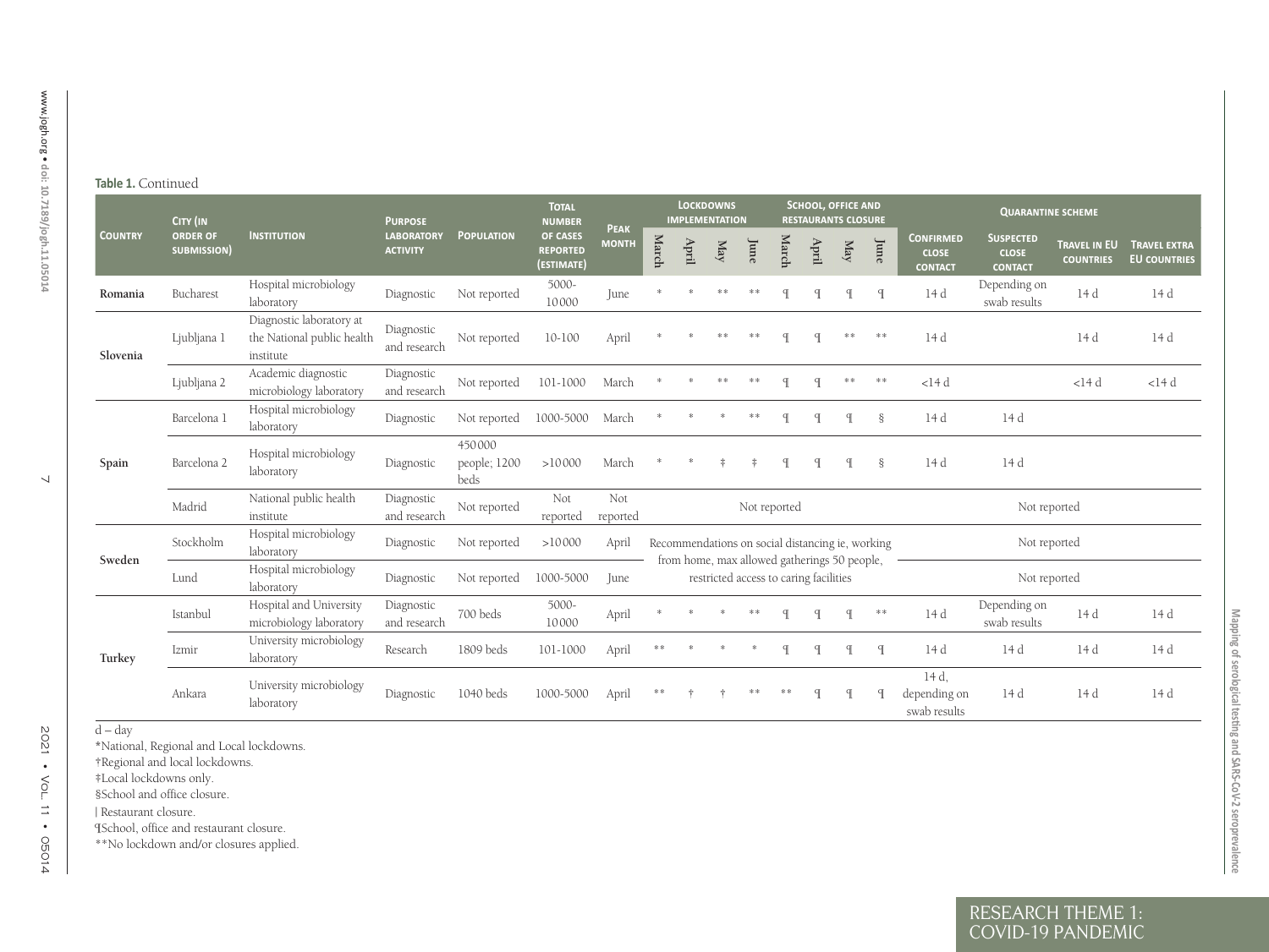**Table 1.** Continued

| Country | City (in order of submission) | Institution | Purpose laboratory activity | Population | Total number of cases reported (estimate) | Peak month | Lockdowns implementation | | | | School, office and restaurants closure | | | | Quarantine scheme | | | |
|---|---|---|---|---|---|---|---|---|---|---|---|---|---|---|---|---|---|---|
| | | | | | | | March | April | May | June | March | April | May | June | Confirmed close contact | Suspected close contact | Travel in EU countries | Travel extra EU countries |
| **Romania** | Bucharest | Hospital microbiology laboratory | Diagnostic | Not reported | 5000-10000 | June | * | * | ** | ** | ¶ | ¶ | ¶ | ¶ | 14 d | Depending on swab results | 14 d | 14 d |
| **Slovenia** | Ljubljana 1 | Diagnostic laboratory at the National public health institute | Diagnostic and research | Not reported | 10-100 | April | * | * | ** | ** | ¶ | ¶ | ** | ** | 14 d | | 14 d | 14 d |
| | Ljubljana 2 | Academic diagnostic microbiology laboratory | Diagnostic and research | Not reported | 101-1000 | March | * | * | ** | ** | ¶ | ¶ | ** | ** | <14 d | | <14 d | <14 d |
| **Spain** | Barcelona 1 | Hospital microbiology laboratory | Diagnostic | Not reported | 1000-5000 | March | * | * | * | ** | ¶ | ¶ | ¶ | § | 14 d | 14 d | | |
| | Barcelona 2 | Hospital microbiology laboratory | Diagnostic | 450000 people; 1200 beds | >10000 | March | * | * | ‡ | ‡ | ¶ | ¶ | ¶ | § | 14 d | 14 d | | |
| | Madrid | National public health institute | Diagnostic and research | Not reported | Not reported | Not reported | Not reported | | | | | | | | Not reported | | | |
| **Sweden** | Stockholm | Hospital microbiology laboratory | Diagnostic | Not reported | >10000 | April | Recommendations on social distancing ie, working from home, max allowed gatherings 50 people, restricted access to caring facilities | | | | | | | | Not reported | | | |
| | Lund | Hospital microbiology laboratory | Diagnostic | Not reported | 1000-5000 | June | | | | | | | | | Not reported | | | |
| **Turkey** | Istanbul | Hospital and University microbiology laboratory | Diagnostic and research | 700 beds | 5000-10000 | April | * | * | * | ** | ¶ | ¶ | ¶ | ** | 14 d | Depending on swab results | 14 d | 14 d |
| | Izmir | University microbiology laboratory | Research | 1809 beds | 101-1000 | April | ** | * | * | * | ¶ | ¶ | ¶ | ¶ | 14 d | 14 d | 14 d | 14 d |
| | Ankara | University microbiology laboratory | Diagnostic | 1040 beds | 1000-5000 | April | ** | † | † | ** | ** | ¶ | ¶ | ¶ | 14 d, depending on swab results | 14 d | 14 d | 14 d |

d – day

*National, Regional and Local lockdowns.

†Regional and local lockdowns.

‡Local lockdowns only.

§School and office closure.

‖ Restaurant closure.

¶School, office and restaurant closure.

**No lockdown and/or closures applied.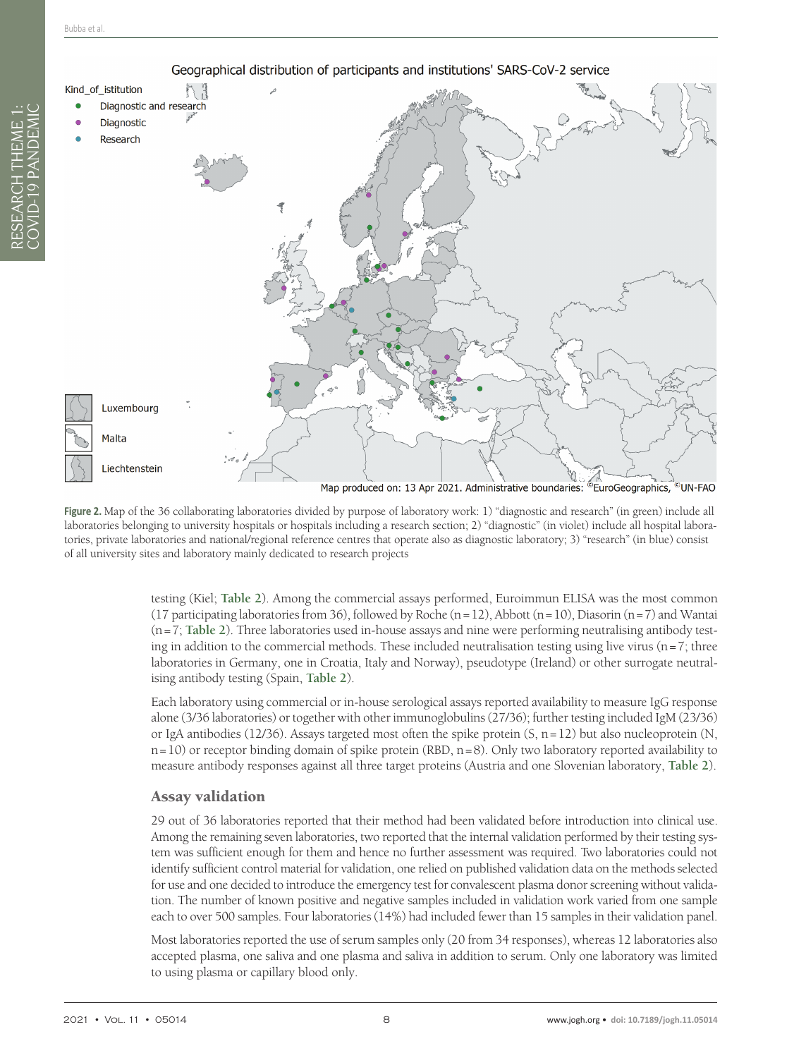**Figure 2.** Map of the 36 collaborating laboratories divided by purpose of laboratory work: 1) "diagnostic and research" (in green) include all laboratories belonging to university hospitals or hospitals including a research section; 2) "diagnostic" (in violet) include all hospital laboratories, private laboratories and national/regional reference centres that operate also as diagnostic laboratory; 3) "research" (in blue) consist of all university sites and laboratory mainly dedicated to research projects

testing (Kiel; **Table 2**). Among the commercial assays performed, Euroimmun ELISA was the most common (17 participating laboratories from 36), followed by Roche (n = 12), Abbott (n = 10), Diasorin (n = 7) and Wantai (n = 7; **Table 2**). Three laboratories used in-house assays and nine were performing neutralising antibody testing in addition to the commercial methods. These included neutralisation testing using live virus (n = 7; three laboratories in Germany, one in Croatia, Italy and Norway), pseudotype (Ireland) or other surrogate neutralising antibody testing (Spain, **Table 2**).

Each laboratory using commercial or in-house serological assays reported availability to measure IgG response alone (3/36 laboratories) or together with other immunoglobulins (27/36); further testing included IgM (23/36) or IgA antibodies (12/36). Assays targeted most often the spike protein (S, n = 12) but also nucleoprotein (N, n = 10) or receptor binding domain of spike protein (RBD, n = 8). Only two laboratory reported availability to measure antibody responses against all three target proteins (Austria and one Slovenian laboratory, **Table 2**).

## Assay validation

29 out of 36 laboratories reported that their method had been validated before introduction into clinical use. Among the remaining seven laboratories, two reported that the internal validation performed by their testing system was sufficient enough for them and hence no further assessment was required. Two laboratories could not identify sufficient control material for validation, one relied on published validation data on the methods selected for use and one decided to introduce the emergency test for convalescent plasma donor screening without validation. The number of known positive and negative samples included in validation work varied from one sample each to over 500 samples. Four laboratories (14%) had included fewer than 15 samples in their validation panel.

Most laboratories reported the use of serum samples only (20 from 34 responses), whereas 12 laboratories also accepted plasma, one saliva and one plasma and saliva in addition to serum. Only one laboratory was limited to using plasma or capillary blood only.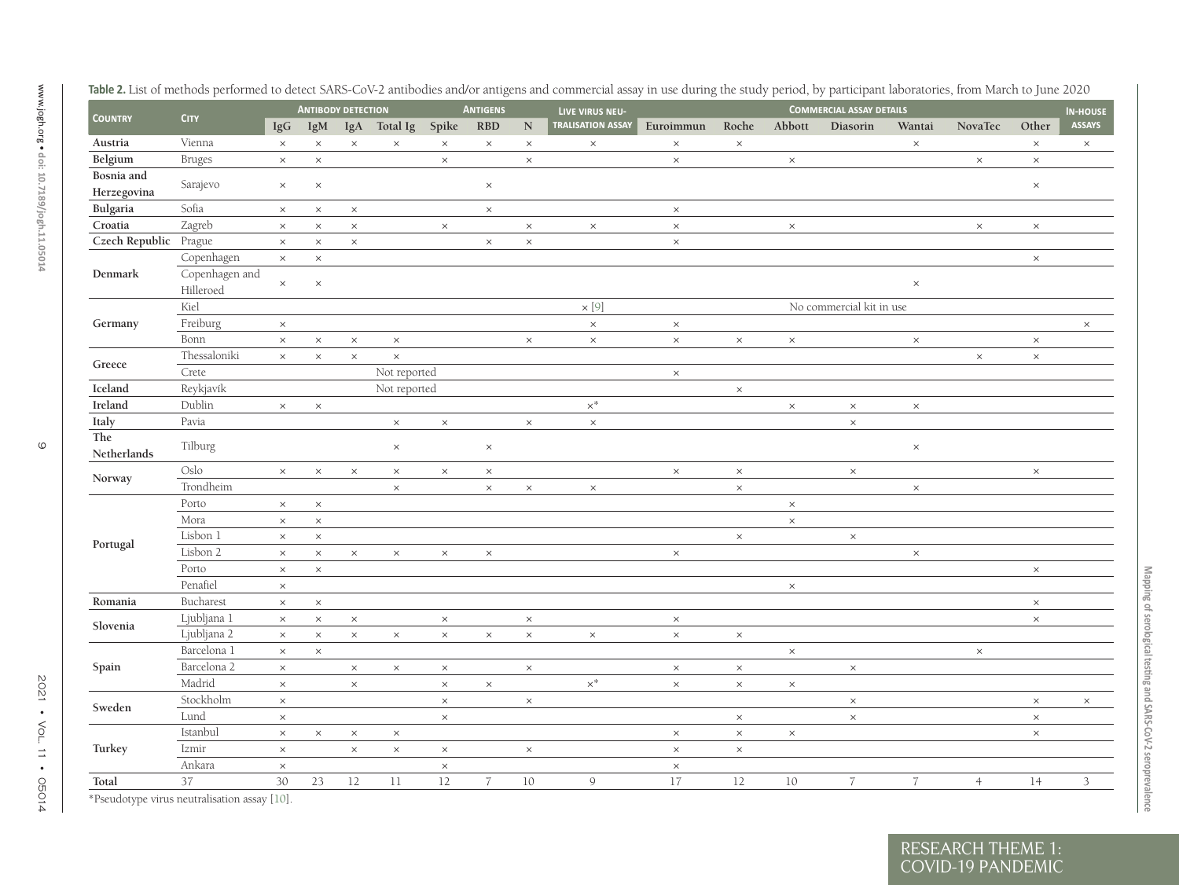**Table 2.** List of methods performed to detect SARS-CoV-2 antibodies and/or antigens and commercial assay in use during the study period, by participant laboratories, from March to June 2020

| Country | City | Antibody detection | | | | Antigens | | | Live virus neutralisation assay | Commercial assay details | | | | | | | In-house assays |
|---|---|---|---|---|---|---|---|---|---|---|---|---|---|---|---|---|---|
| | | IgG | IgM | IgA | Total Ig | Spike | RBD | N | | Euroimmun | Roche | Abbott | Diasorin | Wantai | NovaTec | Other | |
| Austria | Vienna | × | × | × | × | × | × | × | × | × | × | | | × | | × | × |
| Belgium | Bruges | × | × | | | × | | × | | × | | × | | | × | × | |
| Bosnia and Herzegovina | Sarajevo | × | × | | | | × | | | | | | | | | × | |
| Bulgaria | Sofia | × | × | × | | | × | | | × | | | | | | | |
| Croatia | Zagreb | × | × | × | | × | | × | × | × | | × | | | × | × | |
| Czech Republic | Prague | × | × | × | | | × | × | | × | | | | | | | |
| Denmark | Copenhagen | × | × | | | | | | | | | | | | | × | |
| | Copenhagen and Hilleroed | × | × | | | | | | | | | | | × | | | |
| Germany | Kiel | | | | | | | | × [9] | | | | No commercial kit in use | | | | |
| | Freiburg | × | | | | | | | × | × | | | | | | | × |
| | Bonn | × | × | × | × | | | × | × | × | × | × | | × | | × | |
| Greece | Thessaloniki | × | × | × | × | | | | | | | | | | × | × | |
| | Crete | | | | Not reported | | | | | × | | | | | | | |
| Iceland | Reykjavik | | | | Not reported | | | | | | × | | | | | | |
| Ireland | Dublin | × | × | | | | | | ×* | | | × | × | × | | | |
| Italy | Pavia | | | | × | × | | × | × | | | | × | | | | |
| The Netherlands | Tilburg | | | | × | | × | | | | | | | × | | | |
| Norway | Oslo | × | × | × | × | × | × | | | × | × | | × | | | × | |
| | Trondheim | | | | × | | × | × | × | | × | | | × | | | |
| Portugal | Porto | × | × | | | | | | | | | × | | | | | |
| | Mora | × | × | | | | | | | | | × | | | | | |
| | Lisbon 1 | × | × | | | | | | | | × | | × | | | | |
| | Lisbon 2 | × | × | × | × | × | × | | | × | | | | × | | | |
| | Porto | × | × | | | | | | | | | | | | | × | |
| | Penafiel | × | | | | | | | | | | × | | | | | |
| Romania | Bucharest | × | × | | | | | | | | | | | | | × | |
| Slovenia | Ljubljana 1 | × | × | × | | × | | × | | × | | | | | | × | |
| | Ljubljana 2 | × | × | × | × | × | × | × | × | × | × | | | | | | |
| Spain | Barcelona 1 | × | × | | | | | | | | | × | | | × | | |
| | Barcelona 2 | × | | × | × | × | | × | | × | × | | × | | | | |
| | Madrid | × | | × | | × | × | | ×* | × | × | × | | | | | |
| Sweden | Stockholm | × | | | | × | | × | | | | | × | | | × | × |
| | Lund | × | | | | × | | | | | × | | × | | | × | |
| Turkey | Istanbul | × | × | × | × | | | | | × | × | × | | | | × | |
| | Izmir | × | | × | × | × | | × | | × | × | | | | | | |
| | Ankara | × | | | | × | | | | × | | | | | | | |
| Total | 37 | 30 | 23 | 12 | 11 | 12 | 7 | 10 | 9 | 17 | 12 | 10 | 7 | 7 | 4 | 14 | 3 |

*Pseudotype virus neutralisation assay [10].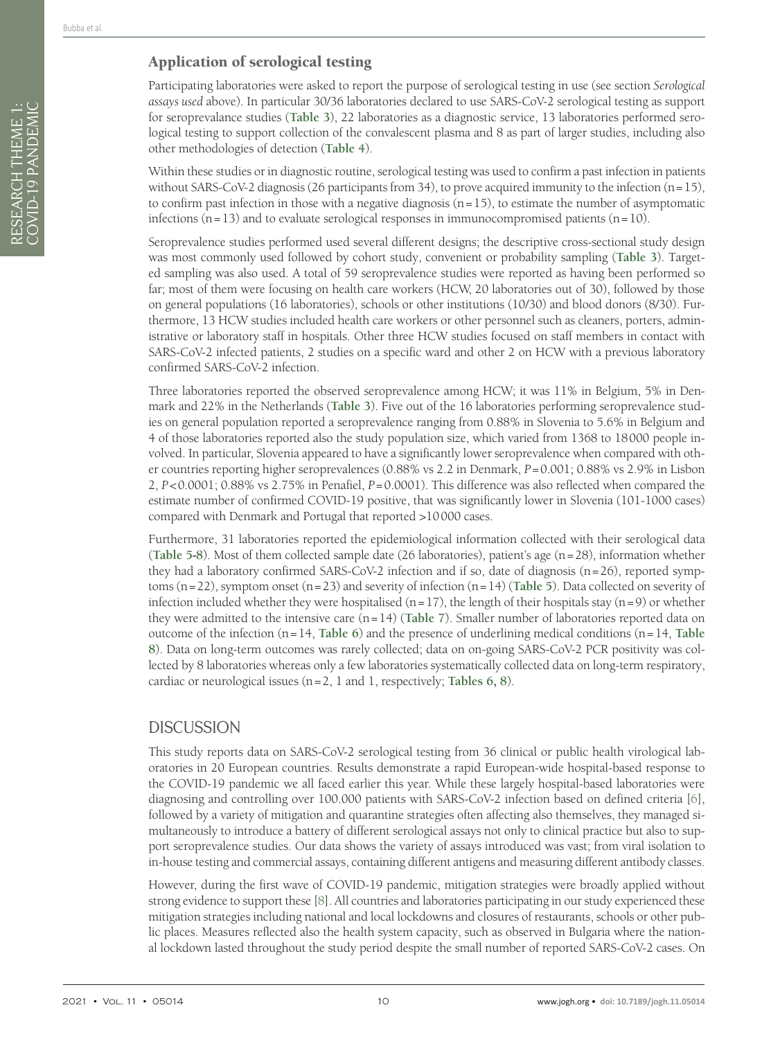## Application of serological testing

Participating laboratories were asked to report the purpose of serological testing in use (see section *Serological assays used* above). In particular 30/36 laboratories declared to use SARS-CoV-2 serological testing as support for seroprevalance studies (**Table 3**), 22 laboratories as a diagnostic service, 13 laboratories performed serological testing to support collection of the convalescent plasma and 8 as part of larger studies, including also other methodologies of detection (**Table 4**).

Within these studies or in diagnostic routine, serological testing was used to confirm a past infection in patients without SARS-CoV-2 diagnosis (26 participants from 34), to prove acquired immunity to the infection (n = 15), to confirm past infection in those with a negative diagnosis (n = 15), to estimate the number of asymptomatic infections (n = 13) and to evaluate serological responses in immunocompromised patients (n = 10).

Seroprevalence studies performed used several different designs; the descriptive cross-sectional study design was most commonly used followed by cohort study, convenient or probability sampling (**Table 3**). Targeted sampling was also used. A total of 59 seroprevalence studies were reported as having been performed so far; most of them were focusing on health care workers (HCW, 20 laboratories out of 30), followed by those on general populations (16 laboratories), schools or other institutions (10/30) and blood donors (8/30). Furthermore, 13 HCW studies included health care workers or other personnel such as cleaners, porters, administrative or laboratory staff in hospitals. Other three HCW studies focused on staff members in contact with SARS-CoV-2 infected patients, 2 studies on a specific ward and other 2 on HCW with a previous laboratory confirmed SARS-CoV-2 infection.

Three laboratories reported the observed seroprevalence among HCW; it was 11% in Belgium, 5% in Denmark and 22% in the Netherlands (**Table 3**). Five out of the 16 laboratories performing seroprevalence studies on general population reported a seroprevalence ranging from 0.88% in Slovenia to 5.6% in Belgium and 4 of those laboratories reported also the study population size, which varied from 1368 to 18 000 people involved. In particular, Slovenia appeared to have a significantly lower seroprevalence when compared with other countries reporting higher seroprevalences (0.88% vs 2.2 in Denmark, $P = 0.001$; 0.88% vs 2.9% in Lisbon 2, $P < 0.0001$; 0.88% vs 2.75% in Penafiel, $P = 0.0001$). This difference was also reflected when compared the estimate number of confirmed COVID-19 positive, that was significantly lower in Slovenia (101-1000 cases) compared with Denmark and Portugal that reported >10 000 cases.

Furthermore, 31 laboratories reported the epidemiological information collected with their serological data (**Table 5-8**). Most of them collected sample date (26 laboratories), patient's age (n = 28), information whether they had a laboratory confirmed SARS-CoV-2 infection and if so, date of diagnosis (n = 26), reported symptoms (n = 22), symptom onset (n = 23) and severity of infection (n = 14) (**Table 5**). Data collected on severity of infection included whether they were hospitalised (n = 17), the length of their hospitals stay (n = 9) or whether they were admitted to the intensive care (n = 14) (**Table 7**). Smaller number of laboratories reported data on outcome of the infection (n = 14, **Table 6**) and the presence of underlining medical conditions (n = 14, **Table 8**). Data on long-term outcomes was rarely collected; data on on-going SARS-CoV-2 PCR positivity was collected by 8 laboratories whereas only a few laboratories systematically collected data on long-term respiratory, cardiac or neurological issues (n = 2, 1 and 1, respectively; **Tables 6, 8**).

# DISCUSSION

This study reports data on SARS-CoV-2 serological testing from 36 clinical or public health virological laboratories in 20 European countries. Results demonstrate a rapid European-wide hospital-based response to the COVID-19 pandemic we all faced earlier this year. While these largely hospital-based laboratories were diagnosing and controlling over 100.000 patients with SARS-CoV-2 infection based on defined criteria [6], followed by a variety of mitigation and quarantine strategies often affecting also themselves, they managed simultaneously to introduce a battery of different serological assays not only to clinical practice but also to support seroprevalence studies. Our data shows the variety of assays introduced was vast; from viral isolation to in-house testing and commercial assays, containing different antigens and measuring different antibody classes.

However, during the first wave of COVID-19 pandemic, mitigation strategies were broadly applied without strong evidence to support these [8]. All countries and laboratories participating in our study experienced these mitigation strategies including national and local lockdowns and closures of restaurants, schools or other public places. Measures reflected also the health system capacity, such as observed in Bulgaria where the national lockdown lasted throughout the study period despite the small number of reported SARS-CoV-2 cases. On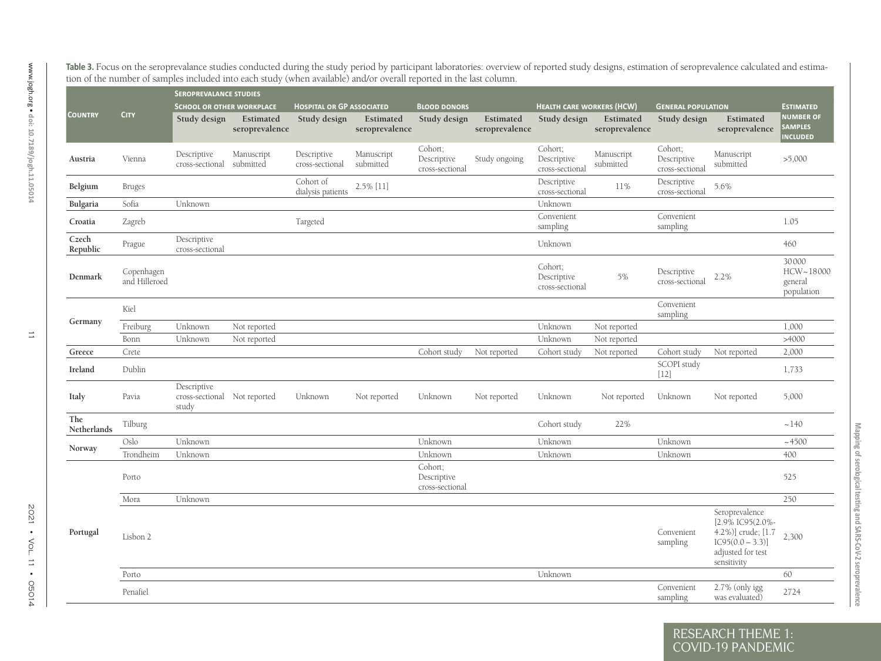**Table 3.** Focus on the seroprevalance studies conducted during the study period by participant laboratories: overview of reported study designs, estimation of seroprevalence calculated and estimation of the number of samples included into each study (when available) and/or overall reported in the last column.

| Country | City | Seroprevalance studies: School or other workplace | | Hospital or GP associated | | Blood donors | | Health care workers (HCW) | | General population | | Estimated number of samples included |
|---|---|---|---|---|---|---|---|---|---|---|---|---|
| | | Study design | Estimated seroprevalence | Study design | Estimated seroprevalence | Study design | Estimated seroprevalence | Study design | Estimated seroprevalence | Study design | Estimated seroprevalence | |
| Austria | Vienna | Descriptive cross-sectional | Manuscript submitted | Descriptive cross-sectional | Manuscript submitted | Cohort; Descriptive cross-sectional | Study ongoing | Cohort; Descriptive cross-sectional | Manuscript submitted | Cohort; Descriptive cross-sectional | Manuscript submitted | >5,000 |
| Belgium | Bruges | | | Cohort of dialysis patients | 2.5% [11] | | | Descriptive cross-sectional | 11% | Descriptive cross-sectional | 5.6% | |
| Bulgaria | Sofia | Unknown | | | | | | Unknown | | | | |
| Croatia | Zagreb | | | Targeted | | | | Convenient sampling | | Convenient sampling | | 1.05 |
| Czech Republic | Prague | Descriptive cross-sectional | | | | | | Unknown | | | | 460 |
| Denmark | Copenhagen and Hilleroed | | | | | | | Cohort; Descriptive cross-sectional | 5% | Descriptive cross-sectional | 2.2% | 30000 HCW~18000 general population |
| Germany | Kiel | | | | | | | | | Convenient sampling | | |
| | Freiburg | Unknown | Not reported | | | | | Unknown | Not reported | | | 1,000 |
| | Bonn | Unknown | Not reported | | | | | Unknown | Not reported | | | >4000 |
| Greece | Crete | | | | | Cohort study | Not reported | Cohort study | Not reported | Cohort study | Not reported | 2,000 |
| Ireland | Dublin | | | | | | | | | SCOPI study [12] | | 1,733 |
| Italy | Pavia | Descriptive cross-sectional study | Not reported | Unknown | Not reported | Unknown | Not reported | Unknown | Not reported | Unknown | Not reported | 5,000 |
| The Netherlands | Tilburg | | | | | | | Cohort study | 22% | | | ~140 |
| Norway | Oslo | Unknown | | | | Unknown | | Unknown | | Unknown | | ~4500 |
| | Trondheim | Unknown | | | | Unknown | | Unknown | | Unknown | | 400 |
| Portugal | Porto | | | | | Cohort; Descriptive cross-sectional | | | | | | 525 |
| | Mora | Unknown | | | | | | | | | | 250 |
| | Lisbon 2 | | | | | | | | | Convenient sampling | Seroprevalence [2.9% IC95(2.0%-4.2%)] crude; [1.7 IC95(0.0 – 3.3)] adjusted for test sensitivity | 2,300 |
| | Porto | | | | | | | Unknown | | | | 60 |
| | Penafiel | | | | | | | | | Convenient sampling | 2.7% (only igg was evaluated) | 2724 |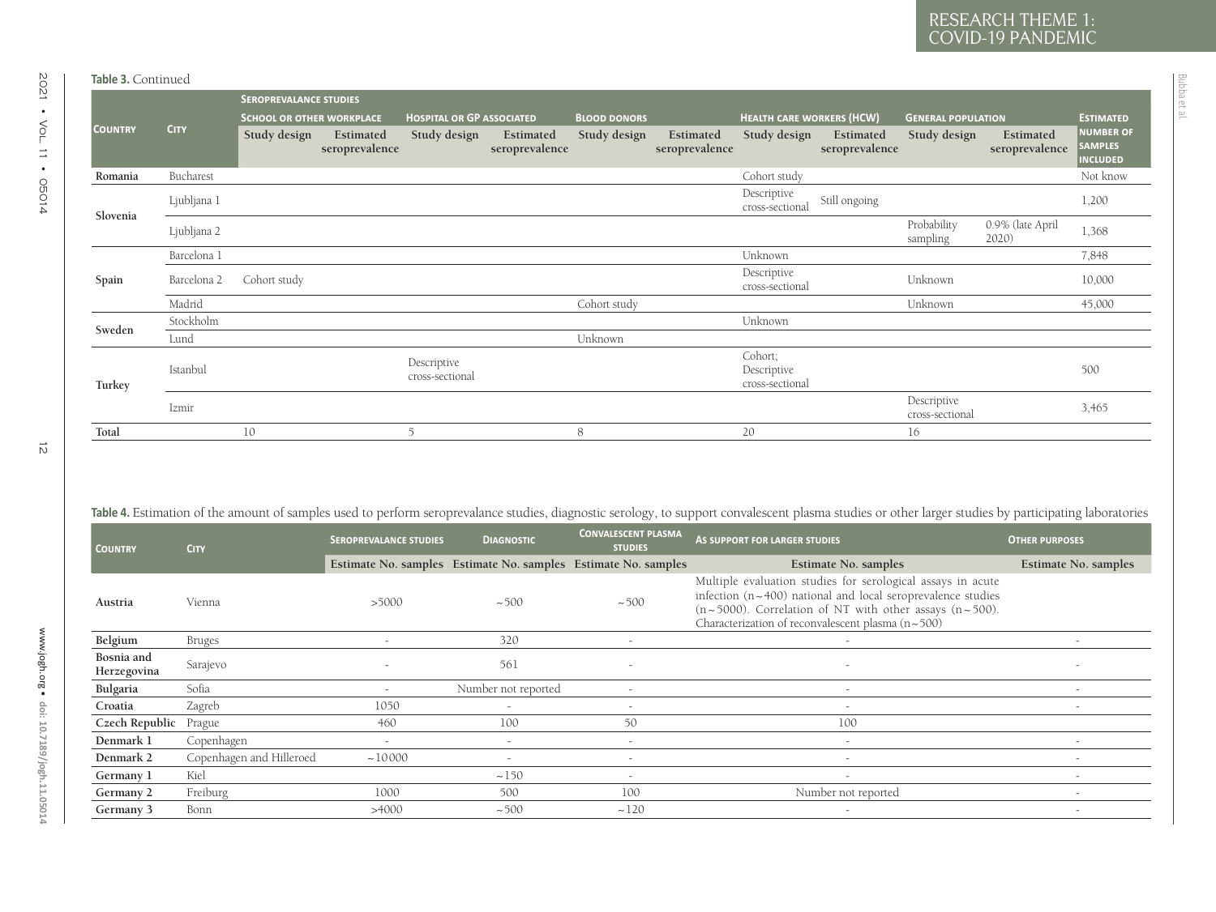**Table 3.** Continued

| Country | City | Seroprevalance studies | | | | | | | | | | Estimated number of samples included |
|---|---|---|---|---|---|---|---|---|---|---|---|---|
| | | School or other workplace | | Hospital or GP associated | | Blood donors | | Health care workers (HCW) | | General population | | |
| | | Study design | Estimated seroprevalence | Study design | Estimated seroprevalence | Study design | Estimated seroprevalence | Study design | Estimated seroprevalence | Study design | Estimated seroprevalence | |
| Romania | Bucharest | | | | | | | Cohort study | | | | Not know |
| Slovenia | Ljubljana 1 | | | | | | | Descriptive cross-sectional | Still ongoing | | | 1,200 |
| | Ljubljana 2 | | | | | | | | | Probability sampling | 0.9% (late April 2020) | 1,368 |
| Spain | Barcelona 1 | | | | | | | Unknown | | | | 7,848 |
| | Barcelona 2 | Cohort study | | | | | | Descriptive cross-sectional | | Unknown | | 10,000 |
| | Madrid | | | | | Cohort study | | | | Unknown | | 45,000 |
| Sweden | Stockholm | | | | | | | Unknown | | | | |
| | Lund | | | | | Unknown | | | | | | |
| Turkey | Istanbul | | | Descriptive cross-sectional | | | | Cohort; Descriptive cross-sectional | | | | 500 |
| | Izmir | | | | | | | | | Descriptive cross-sectional | | 3,465 |
| Total | | 10 | | 5 | | 8 | | 20 | | 16 | | |

**Table 4.** Estimation of the amount of samples used to perform seroprevalance studies, diagnostic serology, to support convalescent plasma studies or other larger studies by participating laboratories

| Country | City | Seroprevalance studies | Diagnostic | Convalescent plasma studies | As support for larger studies | Other purposes |
|---|---|---|---|---|---|---|
| | | Estimate No. samples | Estimate No. samples | Estimate No. samples | Estimate No. samples | Estimate No. samples |
| Austria | Vienna | >5000 | ~500 | ~500 | Multiple evaluation studies for serological assays in acute infection (n~400) national and local seroprevalence studies (n~5000). Correlation of NT with other assays (n~500). Characterization of reconvalescent plasma (n~500) | |
| Belgium | Bruges | - | 320 | - | - | - |
| Bosnia and Herzegovina | Sarajevo | - | 561 | - | - | - |
| Bulgaria | Sofia | - | Number not reported | - | - | - |
| Croatia | Zagreb | 1050 | - | - | - | - |
| Czech Republic | Prague | 460 | 100 | 50 | 100 | |
| Denmark 1 | Copenhagen | - | - | - | - | - |
| Denmark 2 | Copenhagen and Hilleroed | ~10000 | - | - | - | - |
| Germany 1 | Kiel | | ~150 | - | - | - |
| Germany 2 | Freiburg | 1000 | 500 | 100 | Number not reported | - |
| Germany 3 | Bonn | >4000 | ~500 | ~120 | - | - |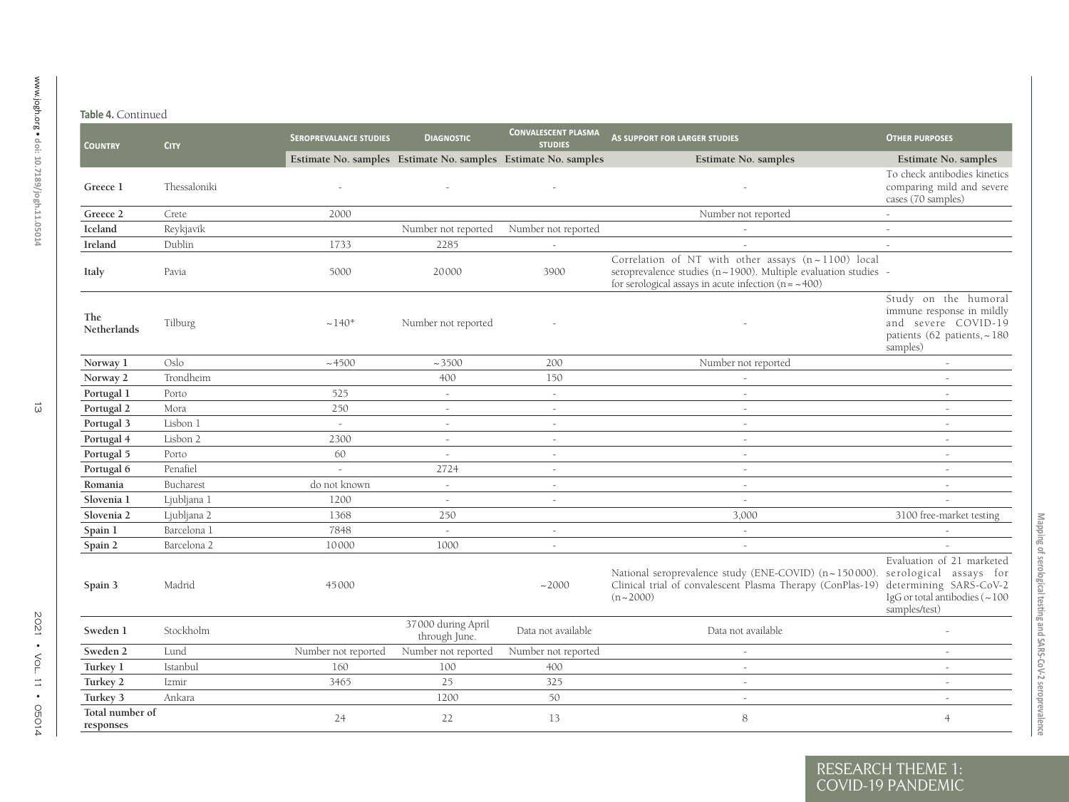**Table 4.** Continued

| Country | City | Seroprevalance studies | Diagnostic | Convalescent plasma studies | As support for larger studies | Other purposes |
|---|---|---|---|---|---|---|
| | | Estimate No. samples | Estimate No. samples | Estimate No. samples | Estimate No. samples | Estimate No. samples |
| **Greece 1** | Thessaloniki | - | - | - | - | To check antibodies kinetics comparing mild and severe cases (70 samples) |
| **Greece 2** | Crete | 2000 | | | Number not reported | - |
| **Iceland** | Reykjavík | | Number not reported | Number not reported | - | - |
| **Ireland** | Dublin | 1733 | 2285 | - | - | - |
| **Italy** | Pavia | 5000 | 20000 | 3900 | Correlation of NT with other assays (n~1100) local seroprevalence studies (n~1900). Multiple evaluation studies for serological assays in acute infection (n=~400) | - |
| **The Netherlands** | Tilburg | ~140* | Number not reported | - | - | Study on the humoral immune response in mildly and severe COVID-19 patients (62 patients, ~180 samples) |
| **Norway 1** | Oslo | ~4500 | ~3500 | 200 | Number not reported | - |
| **Norway 2** | Trondheim | | 400 | 150 | - | - |
| **Portugal 1** | Porto | 525 | - | - | - | - |
| **Portugal 2** | Mora | 250 | - | - | - | - |
| **Portugal 3** | Lisbon 1 | - | - | - | - | - |
| **Portugal 4** | Lisbon 2 | 2300 | - | - | - | - |
| **Portugal 5** | Porto | 60 | - | - | - | - |
| **Portugal 6** | Penafiel | - | 2724 | - | - | - |
| **Romania** | Bucharest | do not known | - | - | - | - |
| **Slovenia 1** | Ljubljana 1 | 1200 | - | - | - | - |
| **Slovenia 2** | Ljubljana 2 | 1368 | 250 | | 3,000 | 3100 free-market testing |
| **Spain 1** | Barcelona 1 | 7848 | - | - | - | - |
| **Spain 2** | Barcelona 2 | 10000 | 1000 | - | - | - |
| **Spain 3** | Madrid | 45000 | | ~2000 | National seroprevalence study (ENE-COVID) (n~150000). Clinical trial of convalescent Plasma Therapy (ConPlas-19) (n~2000) | Evaluation of 21 marketed serological assays for determining SARS-CoV-2 IgG or total antibodies (~100 samples/test) |
| **Sweden 1** | Stockholm | | 37000 during April through June. | Data not available | Data not available | - |
| **Sweden 2** | Lund | Number not reported | Number not reported | Number not reported | - | - |
| **Turkey 1** | Istanbul | 160 | 100 | 400 | - | - |
| **Turkey 2** | Izmir | 3465 | 25 | 325 | - | - |
| **Turkey 3** | Ankara | | 1200 | 50 | - | - |
| **Total number of responses** | | 24 | 22 | 13 | 8 | 4 |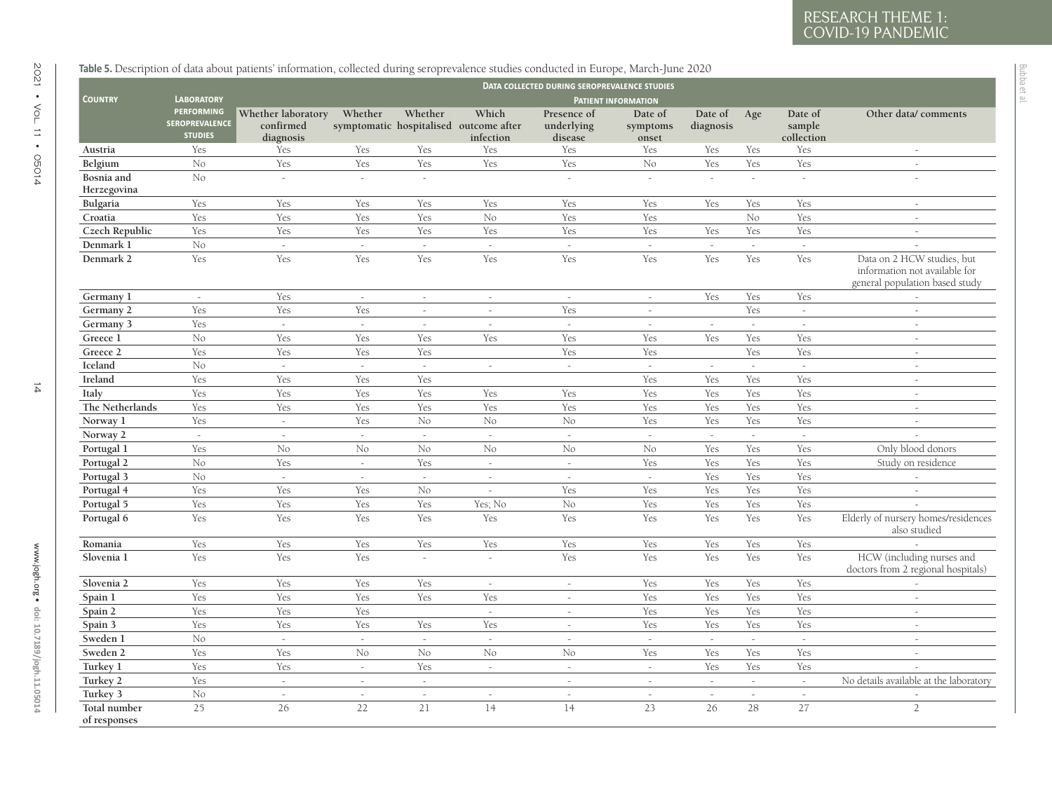**Table 5.** Description of data about patients' information, collected during seroprevalence studies conducted in Europe, March-June 2020

| Country | Laboratory performing seroprevalence studies | Data collected during seroprevalence studies – Patient information | | | | | | | | | |
|---|---|---|---|---|---|---|---|---|---|---|---|
| | | Whether laboratory confirmed diagnosis | Whether symptomatic | Whether hospitalised | Which outcome after infection | Presence of underlying disease | Date of symptoms onset | Date of diagnosis | Age | Date of sample collection | Other data/ comments |
| Austria | Yes | Yes | Yes | Yes | Yes | Yes | Yes | Yes | Yes | Yes | - |
| Belgium | No | Yes | Yes | Yes | Yes | Yes | No | Yes | Yes | Yes | - |
| Bosnia and Herzegovina | No | - | - | - | | - | - | - | - | - | - |
| Bulgaria | Yes | Yes | Yes | Yes | Yes | Yes | Yes | Yes | Yes | Yes | - |
| Croatia | Yes | Yes | Yes | Yes | No | Yes | Yes | | No | Yes | - |
| Czech Republic | Yes | Yes | Yes | Yes | Yes | Yes | Yes | Yes | Yes | Yes | - |
| Denmark 1 | No | - | - | - | - | - | - | - | - | - | - |
| Denmark 2 | Yes | Yes | Yes | Yes | Yes | Yes | Yes | Yes | Yes | Yes | Data on 2 HCW studies, but information not available for general population based study |
| Germany 1 | - | Yes | - | - | - | - | - | Yes | Yes | Yes | - |
| Germany 2 | Yes | Yes | Yes | - | - | Yes | - | | Yes | - | - |
| Germany 3 | Yes | - | - | - | - | - | - | - | - | - | - |
| Greece 1 | No | Yes | Yes | Yes | Yes | Yes | Yes | Yes | Yes | Yes | - |
| Greece 2 | Yes | Yes | Yes | Yes | | Yes | Yes | | Yes | Yes | - |
| Iceland | No | - | - | - | - | - | - | - | - | - | - |
| Ireland | Yes | Yes | Yes | Yes | | | Yes | Yes | Yes | Yes | - |
| Italy | Yes | Yes | Yes | Yes | Yes | Yes | Yes | Yes | Yes | Yes | - |
| The Netherlands | Yes | Yes | Yes | Yes | Yes | Yes | Yes | Yes | Yes | Yes | - |
| Norway 1 | Yes | - | Yes | No | No | No | Yes | Yes | Yes | Yes | - |
| Norway 2 | - | - | - | - | - | - | - | - | - | - | - |
| Portugal 1 | Yes | No | No | No | No | No | No | Yes | Yes | Yes | Only blood donors |
| Portugal 2 | No | Yes | - | Yes | - | - | Yes | Yes | Yes | Yes | Study on residence |
| Portugal 3 | No | - | - | - | - | - | - | Yes | Yes | Yes | - |
| Portugal 4 | Yes | Yes | Yes | No | - | Yes | Yes | Yes | Yes | Yes | - |
| Portugal 5 | Yes | Yes | Yes | Yes | Yes; No | No | Yes | Yes | Yes | Yes | - |
| Portugal 6 | Yes | Yes | Yes | Yes | Yes | Yes | Yes | Yes | Yes | Yes | Elderly of nursery homes/residences also studied |
| Romania | Yes | Yes | Yes | Yes | Yes | Yes | Yes | Yes | Yes | Yes | - |
| Slovenia 1 | Yes | Yes | Yes | - | - | Yes | Yes | Yes | Yes | Yes | HCW (including nurses and doctors from 2 regional hospitals) |
| Slovenia 2 | Yes | Yes | Yes | Yes | - | - | Yes | Yes | Yes | Yes | - |
| Spain 1 | Yes | Yes | Yes | Yes | Yes | - | Yes | Yes | Yes | Yes | - |
| Spain 2 | Yes | Yes | Yes | | - | - | Yes | Yes | Yes | Yes | - |
| Spain 3 | Yes | Yes | Yes | Yes | Yes | - | Yes | Yes | Yes | Yes | - |
| Sweden 1 | No | - | - | - | - | - | - | - | - | - | - |
| Sweden 2 | Yes | Yes | No | No | No | No | Yes | Yes | Yes | Yes | - |
| Turkey 1 | Yes | Yes | - | Yes | - | - | - | Yes | Yes | Yes | - |
| Turkey 2 | Yes | - | - | - | | - | - | - | - | - | No details available at the laboratory |
| Turkey 3 | No | - | - | - | - | - | - | - | - | - | - |
| Total number of responses | 25 | 26 | 22 | 21 | 14 | 14 | 23 | 26 | 28 | 27 | 2 |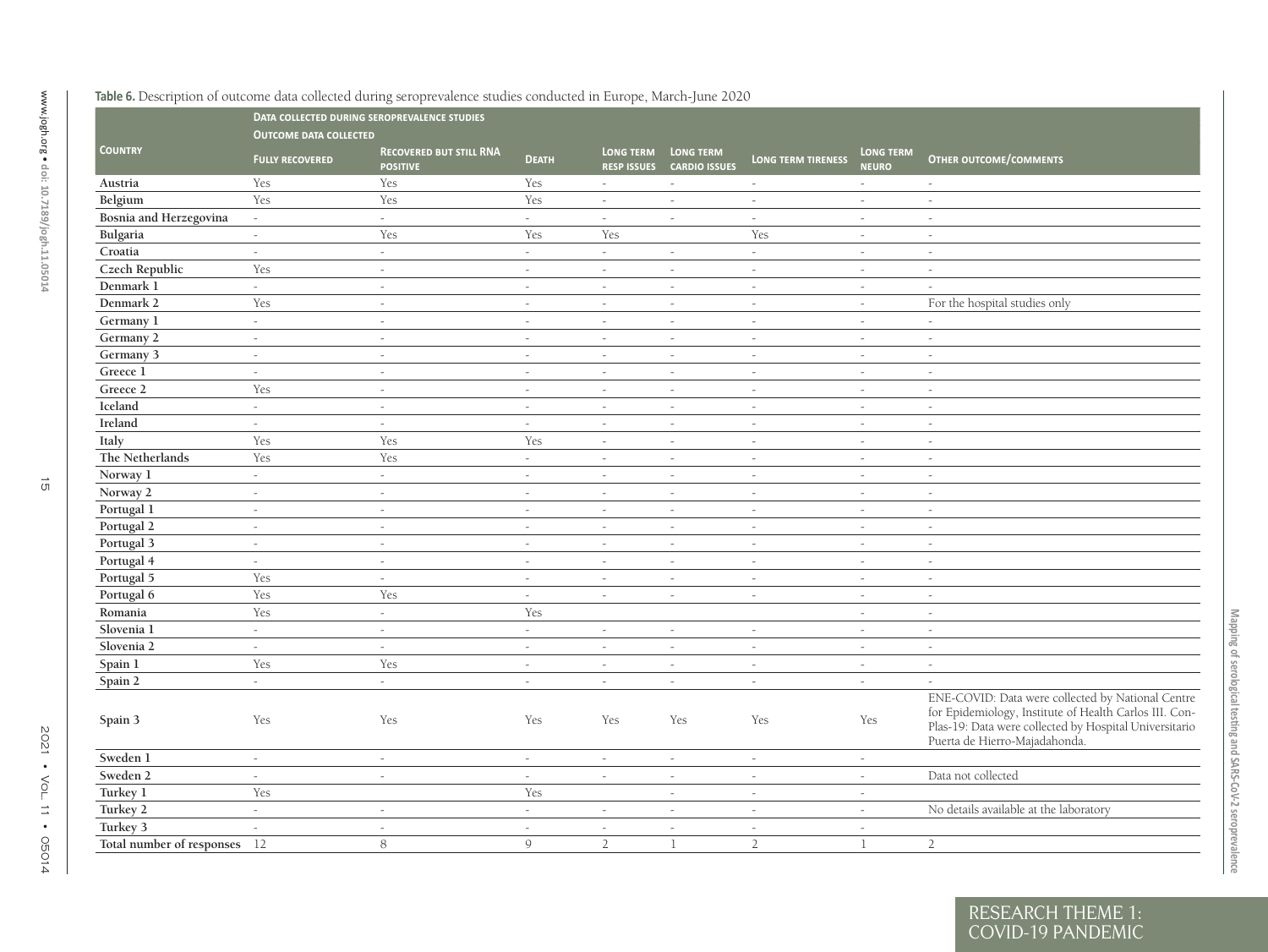**Table 6.** Description of outcome data collected during seroprevalence studies conducted in Europe, March-June 2020

| Country | Data collected during seroprevalence studies | | | | | | | |
|---|---|---|---|---|---|---|---|---|
| | Outcome data collected | | | | | | | |
| | Fully recovered | Recovered but still RNA positive | Death | Long term resp issues | Long term cardio issues | Long term tireness | Long term neuro | Other outcome/comments |
| Austria | Yes | Yes | Yes | - | - | - | - | - |
| Belgium | Yes | Yes | Yes | - | - | - | - | - |
| Bosnia and Herzegovina | - | - | - | - | - | - | - | - |
| Bulgaria | - | Yes | Yes | Yes | | Yes | - | - |
| Croatia | - | - | - | - | - | - | - | - |
| Czech Republic | Yes | - | - | - | - | - | - | - |
| Denmark 1 | - | - | - | - | - | - | - | - |
| Denmark 2 | Yes | - | - | - | - | - | - | For the hospital studies only |
| Germany 1 | - | - | - | - | - | - | - | - |
| Germany 2 | - | - | - | - | - | - | - | - |
| Germany 3 | - | - | - | - | - | - | - | - |
| Greece 1 | - | - | - | - | - | - | - | - |
| Greece 2 | Yes | - | - | - | - | - | - | - |
| Iceland | - | - | - | - | - | - | - | - |
| Ireland | - | - | - | - | - | - | - | - |
| Italy | Yes | Yes | Yes | - | - | - | - | - |
| The Netherlands | Yes | Yes | - | - | - | - | - | - |
| Norway 1 | - | - | - | - | - | - | - | - |
| Norway 2 | - | - | - | - | - | - | - | - |
| Portugal 1 | - | - | - | - | - | - | - | - |
| Portugal 2 | - | - | - | - | - | - | - | - |
| Portugal 3 | - | - | - | - | - | - | - | - |
| Portugal 4 | - | - | - | - | - | - | - | - |
| Portugal 5 | Yes | - | - | - | - | - | - | - |
| Portugal 6 | Yes | Yes | - | - | - | - | - | - |
| Romania | Yes | - | Yes | | | | - | - |
| Slovenia 1 | - | - | - | - | - | - | - | - |
| Slovenia 2 | - | - | - | - | - | - | - | - |
| Spain 1 | Yes | Yes | - | - | - | - | - | - |
| Spain 2 | - | - | - | - | - | - | - | - |
| Spain 3 | Yes | Yes | Yes | Yes | Yes | Yes | Yes | ENE-COVID: Data were collected by National Centre for Epidemiology, Institute of Health Carlos III. Con-Plas-19: Data were collected by Hospital Universitario Puerta de Hierro-Majadahonda. |
| Sweden 1 | - | - | - | - | - | - | - | |
| Sweden 2 | - | - | - | - | - | - | - | Data not collected |
| Turkey 1 | Yes | | Yes | | - | - | - | |
| Turkey 2 | - | - | - | - | - | - | - | No details available at the laboratory |
| Turkey 3 | - | - | - | - | - | - | - | |
| Total number of responses | 12 | 8 | 9 | 2 | 1 | 2 | 1 | 2 |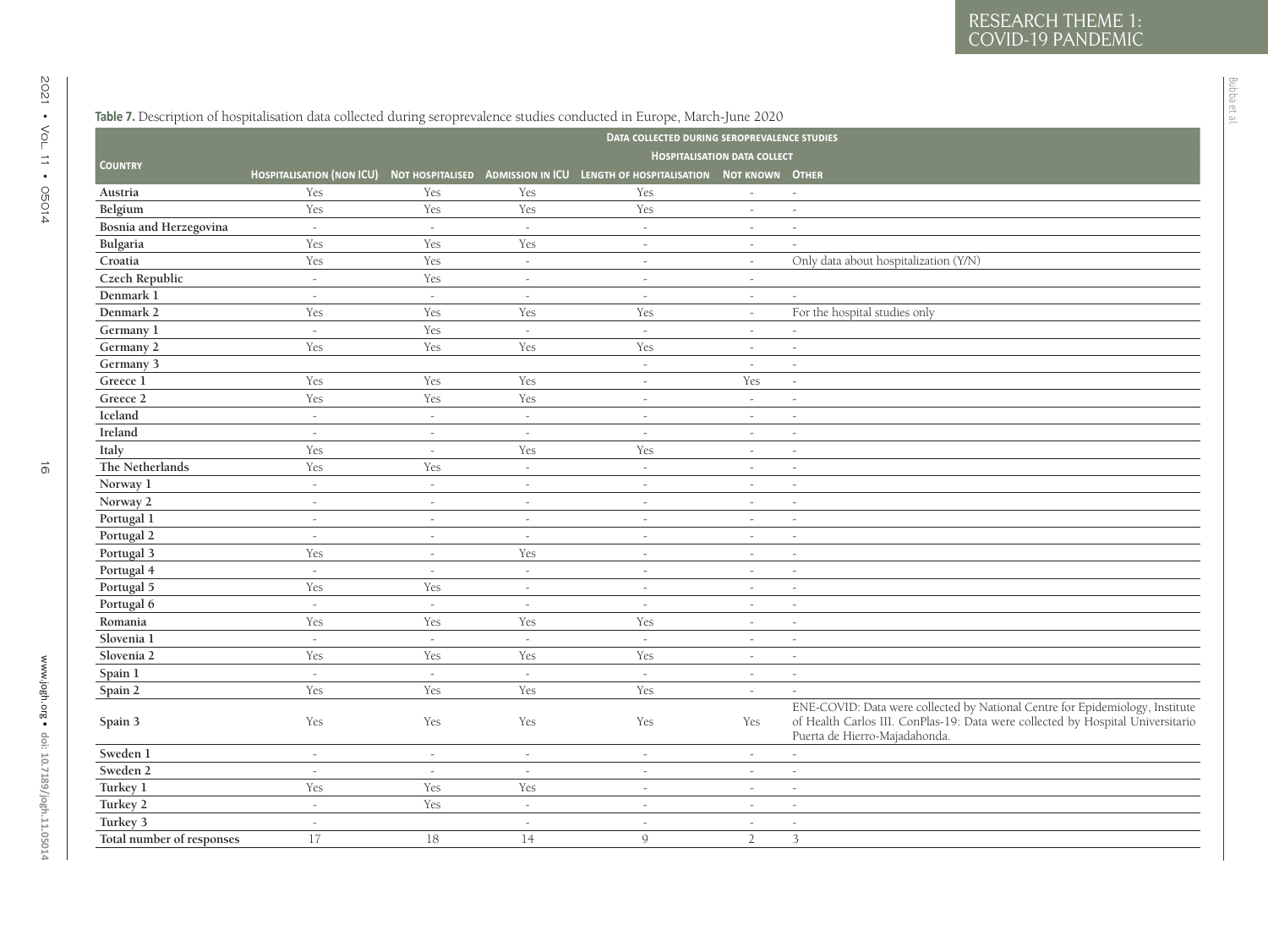**Table 7.** Description of hospitalisation data collected during seroprevalence studies conducted in Europe, March-June 2020

| Country | Data collected during seroprevalence studies | | | | | |
|---|---|---|---|---|---|---|
| | Hospitalisation data collect | | | | | |
| | Hospitalisation (non ICU) | Not hospitalised | Admission in ICU | Length of hospitalisation | Not known | Other |
| **Austria** | Yes | Yes | Yes | Yes | - | - |
| **Belgium** | Yes | Yes | Yes | Yes | - | - |
| **Bosnia and Herzegovina** | - | - | - | - | - | - |
| **Bulgaria** | Yes | Yes | Yes | - | - | - |
| **Croatia** | Yes | Yes | - | - | - | Only data about hospitalization (Y/N) |
| **Czech Republic** | - | Yes | - | - | - | |
| **Denmark 1** | - | - | - | - | - | - |
| **Denmark 2** | Yes | Yes | Yes | Yes | - | For the hospital studies only |
| **Germany 1** | - | Yes | - | - | - | - |
| **Germany 2** | Yes | Yes | Yes | Yes | - | - |
| **Germany 3** | | | | - | - | - |
| **Greece 1** | Yes | Yes | Yes | - | Yes | - |
| **Greece 2** | Yes | Yes | Yes | - | - | - |
| **Iceland** | - | - | - | - | - | - |
| **Ireland** | - | - | - | - | - | - |
| **Italy** | Yes | - | Yes | Yes | - | - |
| **The Netherlands** | Yes | Yes | - | - | - | - |
| **Norway 1** | - | - | - | - | - | - |
| **Norway 2** | - | - | - | - | - | - |
| **Portugal 1** | - | - | - | - | - | - |
| **Portugal 2** | - | - | - | - | - | - |
| **Portugal 3** | Yes | - | Yes | - | - | - |
| **Portugal 4** | - | - | - | - | - | - |
| **Portugal 5** | Yes | Yes | - | - | - | - |
| **Portugal 6** | - | - | - | - | - | - |
| **Romania** | Yes | Yes | Yes | Yes | - | - |
| **Slovenia 1** | - | - | - | - | - | - |
| **Slovenia 2** | Yes | Yes | Yes | Yes | - | - |
| **Spain 1** | - | - | - | - | - | - |
| **Spain 2** | Yes | Yes | Yes | Yes | - | - |
| **Spain 3** | Yes | Yes | Yes | Yes | Yes | ENE-COVID: Data were collected by National Centre for Epidemiology, Institute of Health Carlos III. ConPlas-19: Data were collected by Hospital Universitario Puerta de Hierro-Majadahonda. |
| **Sweden 1** | - | - | - | - | - | - |
| **Sweden 2** | - | - | - | - | - | - |
| **Turkey 1** | Yes | Yes | Yes | - | - | - |
| **Turkey 2** | - | Yes | - | - | - | - |
| **Turkey 3** | - | | - | - | - | - |
| **Total number of responses** | 17 | 18 | 14 | 9 | 2 | 3 |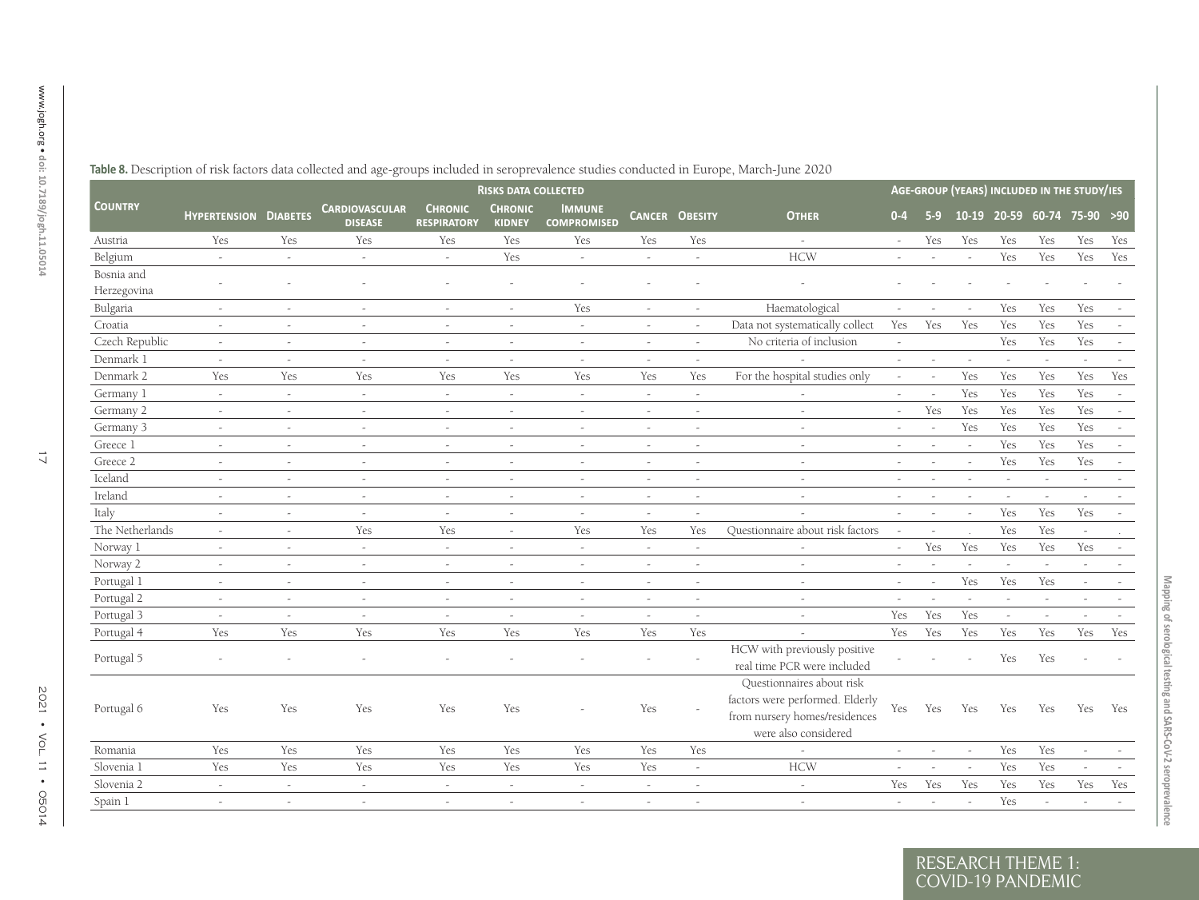**Table 8.** Description of risk factors data collected and age-groups included in seroprevalence studies conducted in Europe, March-June 2020

| Country | Risks data collected | | | | | | | | | Age-group (years) included in the study/ies | | | | | | |
|---|---|---|---|---|---|---|---|---|---|---|---|---|---|---|---|---|
| | Hypertension | Diabetes | Cardiovascular disease | Chronic respiratory | Chronic kidney | Immune compromised | Cancer | Obesity | Other | 0-4 | 5-9 | 10-19 | 20-59 | 60-74 | 75-90 | >90 |
| Austria | Yes | Yes | Yes | Yes | Yes | Yes | Yes | Yes | - | - | Yes | Yes | Yes | Yes | Yes | Yes |
| Belgium | - | - | - | - | Yes | - | - | - | HCW | - | - | - | Yes | Yes | Yes | Yes |
| Bosnia and Herzegovina | - | - | - | - | - | - | - | - | - | - | - | - | - | - | - | - |
| Bulgaria | - | - | - | - | - | Yes | - | - | Haematological | - | - | - | Yes | Yes | Yes | - |
| Croatia | - | - | - | - | - | - | - | - | Data not systematically collect | Yes | Yes | Yes | Yes | Yes | Yes | - |
| Czech Republic | - | - | - | - | - | - | - | - | No criteria of inclusion | - | | | Yes | Yes | Yes | - |
| Denmark 1 | - | - | - | - | - | - | - | - | - | - | - | - | - | - | - | - |
| Denmark 2 | Yes | Yes | Yes | Yes | Yes | Yes | Yes | Yes | For the hospital studies only | - | - | Yes | Yes | Yes | Yes | Yes |
| Germany 1 | - | - | - | - | - | - | - | - | - | - | - | Yes | Yes | Yes | Yes | - |
| Germany 2 | - | - | - | - | - | - | - | - | - | - | Yes | Yes | Yes | Yes | Yes | - |
| Germany 3 | - | - | - | - | - | - | - | - | - | - | - | Yes | Yes | Yes | Yes | - |
| Greece 1 | - | - | - | - | - | - | - | - | - | - | - | - | Yes | Yes | Yes | - |
| Greece 2 | - | - | - | - | - | - | - | - | - | - | - | - | Yes | Yes | Yes | - |
| Iceland | - | - | - | - | - | - | - | - | - | - | - | - | - | - | - | - |
| Ireland | - | - | - | - | - | - | - | - | - | - | - | - | - | - | - | - |
| Italy | - | - | - | - | - | - | - | - | - | - | - | - | Yes | Yes | Yes | - |
| The Netherlands | - | - | Yes | Yes | - | Yes | Yes | Yes | Questionnaire about risk factors | - | - | . | Yes | Yes | - | . |
| Norway 1 | - | - | - | - | - | - | - | - | - | - | Yes | Yes | Yes | Yes | Yes | - |
| Norway 2 | - | - | - | - | - | - | - | - | - | - | - | - | - | - | - | - |
| Portugal 1 | - | - | - | - | - | - | - | - | - | - | - | Yes | Yes | Yes | - | - |
| Portugal 2 | - | - | - | - | - | - | - | - | - | - | - | - | - | - | - | - |
| Portugal 3 | - | - | - | - | - | - | - | - | - | Yes | Yes | Yes | - | - | - | - |
| Portugal 4 | Yes | Yes | Yes | Yes | Yes | Yes | Yes | Yes | - | Yes | Yes | Yes | Yes | Yes | Yes | Yes |
| Portugal 5 | - | - | - | - | - | - | - | - | HCW with previously positive real time PCR were included | - | - | - | Yes | Yes | - | - |
| Portugal 6 | Yes | Yes | Yes | Yes | Yes | - | Yes | - | Questionnaires about risk factors were performed. Elderly from nursery homes/residences were also considered | Yes | Yes | Yes | Yes | Yes | Yes | Yes |
| Romania | Yes | Yes | Yes | Yes | Yes | Yes | Yes | Yes | - | - | - | - | Yes | Yes | - | - |
| Slovenia 1 | Yes | Yes | Yes | Yes | Yes | Yes | Yes | - | HCW | - | - | - | Yes | Yes | - | - |
| Slovenia 2 | - | - | - | - | - | - | - | - | - | Yes | Yes | Yes | Yes | Yes | Yes | Yes |
| Spain 1 | - | - | - | - | - | - | - | - | - | - | - | - | Yes | - | - | - |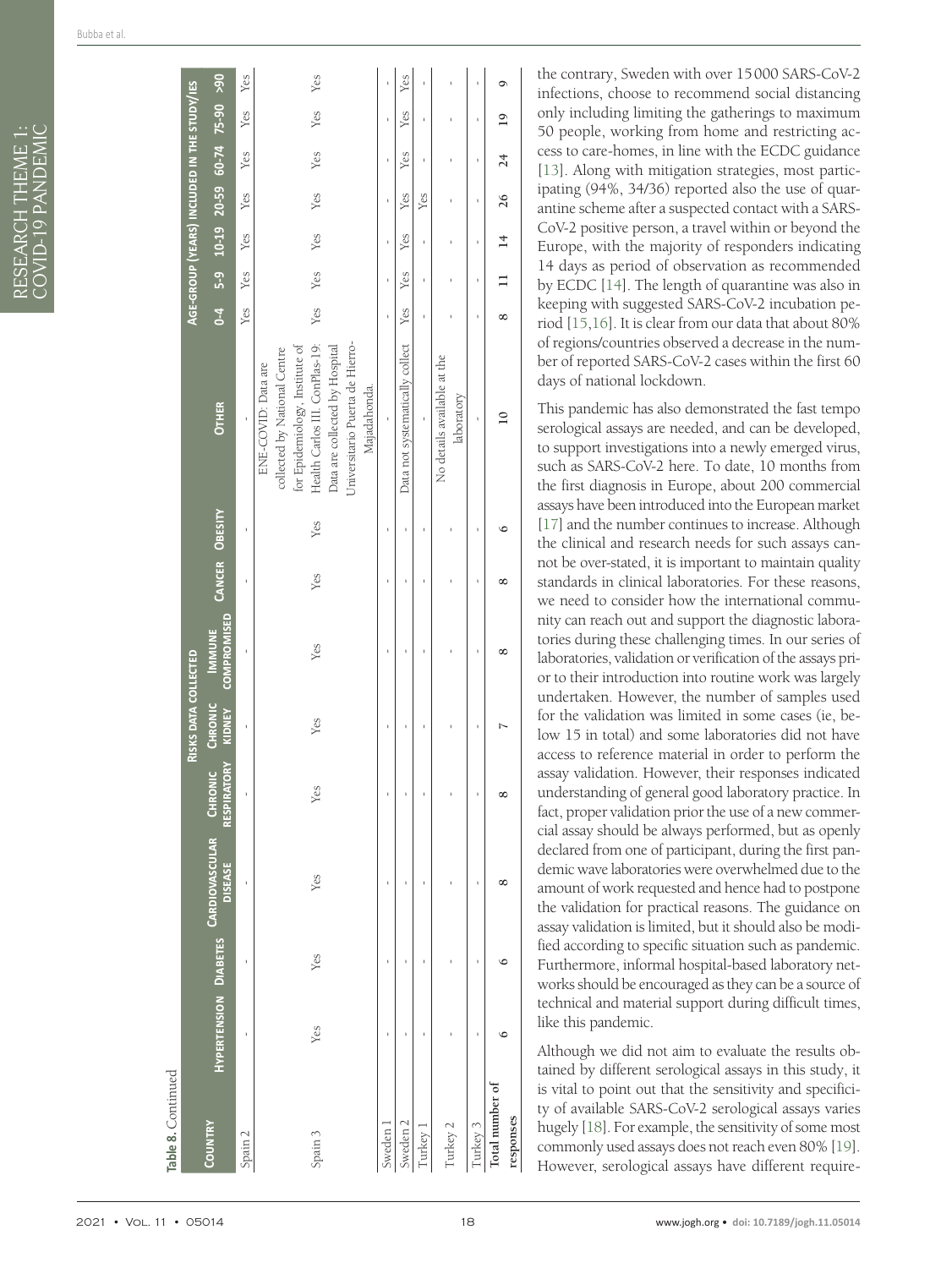**Table 8.** Continued

| Country | Risks data collected | | | | | | | | | Age-group (years) included in the study/ies | | | | | | | |
|---|---|---|---|---|---|---|---|---|---|---|---|---|---|---|---|---|---|
| | Hypertension | Diabetes | Cardiovascular disease | Chronic respiratory | Chronic kidney | Immune compromised | Cancer | Obesity | Other | 0-4 | 5-9 | 10-19 | 20-59 | 60-74 | 75-90 | >90 |
| Spain 2 | - | - | - | - | - | - | - | - | - | Yes | Yes | Yes | Yes | Yes | Yes | Yes |
| Spain 3 | Yes | Yes | Yes | Yes | Yes | Yes | Yes | Yes | ENE-COVID: Data are collected by National Centre for Epidemiology, Institute of Health Carlos III. ConPlas-19: Data are collected by Hospital Universitario Puerta de Hierro-Majadahonda. | Yes | Yes | Yes | Yes | Yes | Yes | Yes |
| Sweden 1 | - | - | - | - | - | - | - | - | - | - | - | - | - | - | - | - |
| Sweden 2 | - | - | - | - | - | - | - | - | Data not systematically collect | Yes | Yes | Yes | Yes | Yes | Yes | Yes |
| Turkey 1 | - | - | - | - | - | - | - | - | - | - | - | - | Yes | - | - | - |
| Turkey 2 | - | - | - | - | - | - | - | - | No details available at the laboratory | - | - | - | - | - | - | - |
| Turkey 3 | - | - | - | - | - | - | - | - | - | - | - | - | - | - | - | - |
| Total number of responses | 6 | 6 | 8 | 8 | 7 | 8 | 8 | 6 | 10 | 8 | 11 | 14 | 26 | 24 | 19 | 9 |

the contrary, Sweden with over 15000 SARS-CoV-2 infections, choose to recommend social distancing only including limiting the gatherings to maximum 50 people, working from home and restricting access to care-homes, in line with the ECDC guidance [13]. Along with mitigation strategies, most participating (94%, 34/36) reported also the use of quarantine scheme after a suspected contact with a SARS-CoV-2 positive person, a travel within or beyond the Europe, with the majority of responders indicating 14 days as period of observation as recommended by ECDC [14]. The length of quarantine was also in keeping with suggested SARS-CoV-2 incubation period [15,16]. It is clear from our data that about 80% of regions/countries observed a decrease in the number of reported SARS-CoV-2 cases within the first 60 days of national lockdown.

This pandemic has also demonstrated the fast tempo serological assays are needed, and can be developed, to support investigations into a newly emerged virus, such as SARS-CoV-2 here. To date, 10 months from the first diagnosis in Europe, about 200 commercial assays have been introduced into the European market [17] and the number continues to increase. Although the clinical and research needs for such assays cannot be over-stated, it is important to maintain quality standards in clinical laboratories. For these reasons, we need to consider how the international community can reach out and support the diagnostic laboratories during these challenging times. In our series of laboratories, validation or verification of the assays prior to their introduction into routine work was largely undertaken. However, the number of samples used for the validation was limited in some cases (ie, below 15 in total) and some laboratories did not have access to reference material in order to perform the assay validation. However, their responses indicated understanding of general good laboratory practice. In fact, proper validation prior the use of a new commercial assay should be always performed, but as openly declared from one of participant, during the first pandemic wave laboratories were overwhelmed due to the amount of work requested and hence had to postpone the validation for practical reasons. The guidance on assay validation is limited, but it should also be modified according to specific situation such as pandemic. Furthermore, informal hospital-based laboratory networks should be encouraged as they can be a source of technical and material support during difficult times, like this pandemic.

Although we did not aim to evaluate the results obtained by different serological assays in this study, it is vital to point out that the sensitivity and specificity of available SARS-CoV-2 serological assays varies hugely [18]. For example, the sensitivity of some most commonly used assays does not reach even 80% [19]. However, serological assays have different require-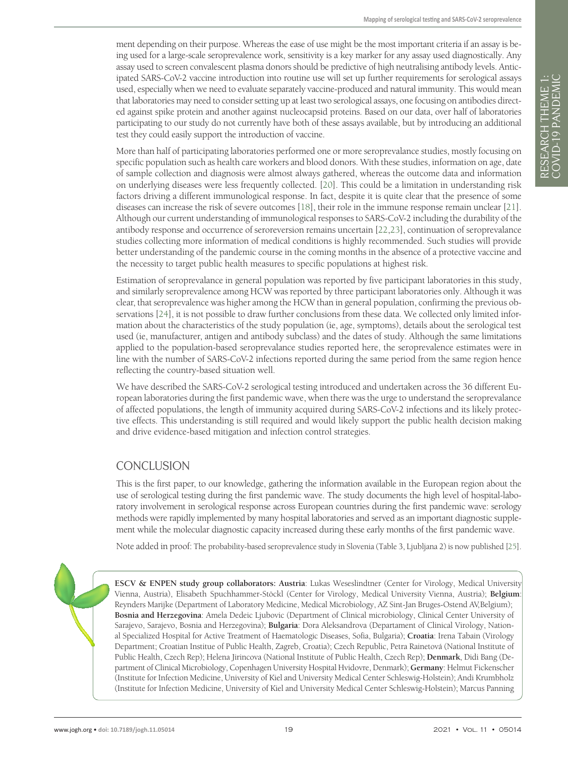ment depending on their purpose. Whereas the ease of use might be the most important criteria if an assay is being used for a large-scale seroprevalence work, sensitivity is a key marker for any assay used diagnostically. Any assay used to screen convalescent plasma donors should be predictive of high neutralising antibody levels. Anticipated SARS-CoV-2 vaccine introduction into routine use will set up further requirements for serological assays used, especially when we need to evaluate separately vaccine-produced and natural immunity. This would mean that laboratories may need to consider setting up at least two serological assays, one focusing on antibodies directed against spike protein and another against nucleocapsid proteins. Based on our data, over half of laboratories participating to our study do not currently have both of these assays available, but by introducing an additional test they could easily support the introduction of vaccine.

More than half of participating laboratories performed one or more seroprevalance studies, mostly focusing on specific population such as health care workers and blood donors. With these studies, information on age, date of sample collection and diagnosis were almost always gathered, whereas the outcome data and information on underlying diseases were less frequently collected. [20]. This could be a limitation in understanding risk factors driving a different immunological response. In fact, despite it is quite clear that the presence of some diseases can increase the risk of severe outcomes [18], their role in the immune response remain unclear [21]. Although our current understanding of immunological responses to SARS-CoV-2 including the durability of the antibody response and occurrence of seroreversion remains uncertain [22,23], continuation of seroprevalance studies collecting more information of medical conditions is highly recommended. Such studies will provide better understanding of the pandemic course in the coming months in the absence of a protective vaccine and the necessity to target public health measures to specific populations at highest risk.

Estimation of seroprevalance in general population was reported by five participant laboratories in this study, and similarly seroprevalence among HCW was reported by three participant laboratories only. Although it was clear, that seroprevalence was higher among the HCW than in general population, confirming the previous observations [24], it is not possible to draw further conclusions from these data. We collected only limited information about the characteristics of the study population (ie, age, symptoms), details about the serological test used (ie, manufacturer, antigen and antibody subclass) and the dates of study. Although the same limitations applied to the population-based seroprevalance studies reported here, the seroprevalence estimates were in line with the number of SARS-CoV-2 infections reported during the same period from the same region hence reflecting the country-based situation well.

We have described the SARS-CoV-2 serological testing introduced and undertaken across the 36 different European laboratories during the first pandemic wave, when there was the urge to understand the seroprevalance of affected populations, the length of immunity acquired during SARS-CoV-2 infections and its likely protective effects. This understanding is still required and would likely support the public health decision making and drive evidence-based mitigation and infection control strategies.

## CONCLUSION

This is the first paper, to our knowledge, gathering the information available in the European region about the use of serological testing during the first pandemic wave. The study documents the high level of hospital-laboratory involvement in serological response across European countries during the first pandemic wave: serology methods were rapidly implemented by many hospital laboratories and served as an important diagnostic supplement while the molecular diagnostic capacity increased during these early months of the first pandemic wave.

Note added in proof: The probability-based seroprevalence study in Slovenia (Table 3, Ljubljana 2) is now published [25].

**ESCV & ENPEN study group collaborators: Austria**: Lukas Weseslindtner (Center for Virology, Medical University Vienna, Austria), Elisabeth Spuchhammer-Stöckl (Center for Virology, Medical University Vienna, Austria); **Belgium**: Reynders Marijke (Department of Laboratory Medicine, Medical Microbiology, AZ Sint-Jan Bruges-Ostend AV,Belgium); **Bosnia and Herzegovina**: Amela Dedeic Ljubovic (Department of Clinical microbiology, Clinical Center University of Sarajevo, Sarajevo, Bosnia and Herzegovina); **Bulgaria**: Dora Aleksandrova (Departament of Clinical Virology, National Specialized Hospital for Active Treatment of Haematologic Diseases, Sofia, Bulgaria); **Croatia**: Irena Tabain (Virology Department; Croatian Institue of Public Health, Zagreb, Croatia); Czech Republic, Petra Rainetová (National Institute of Public Health, Czech Rep); Helena Jirincova (National Institute of Public Health, Czech Rep); **Denmark**, Didi Bang (Department of Clinical Microbiology, Copenhagen University Hospital Hvidovre, Denmark); **Germany**: Helmut Fickenscher (Institute for Infection Medicine, University of Kiel and University Medical Center Schleswig-Holstein); Andi Krumbholz (Institute for Infection Medicine, University of Kiel and University Medical Center Schleswig-Holstein); Marcus Panning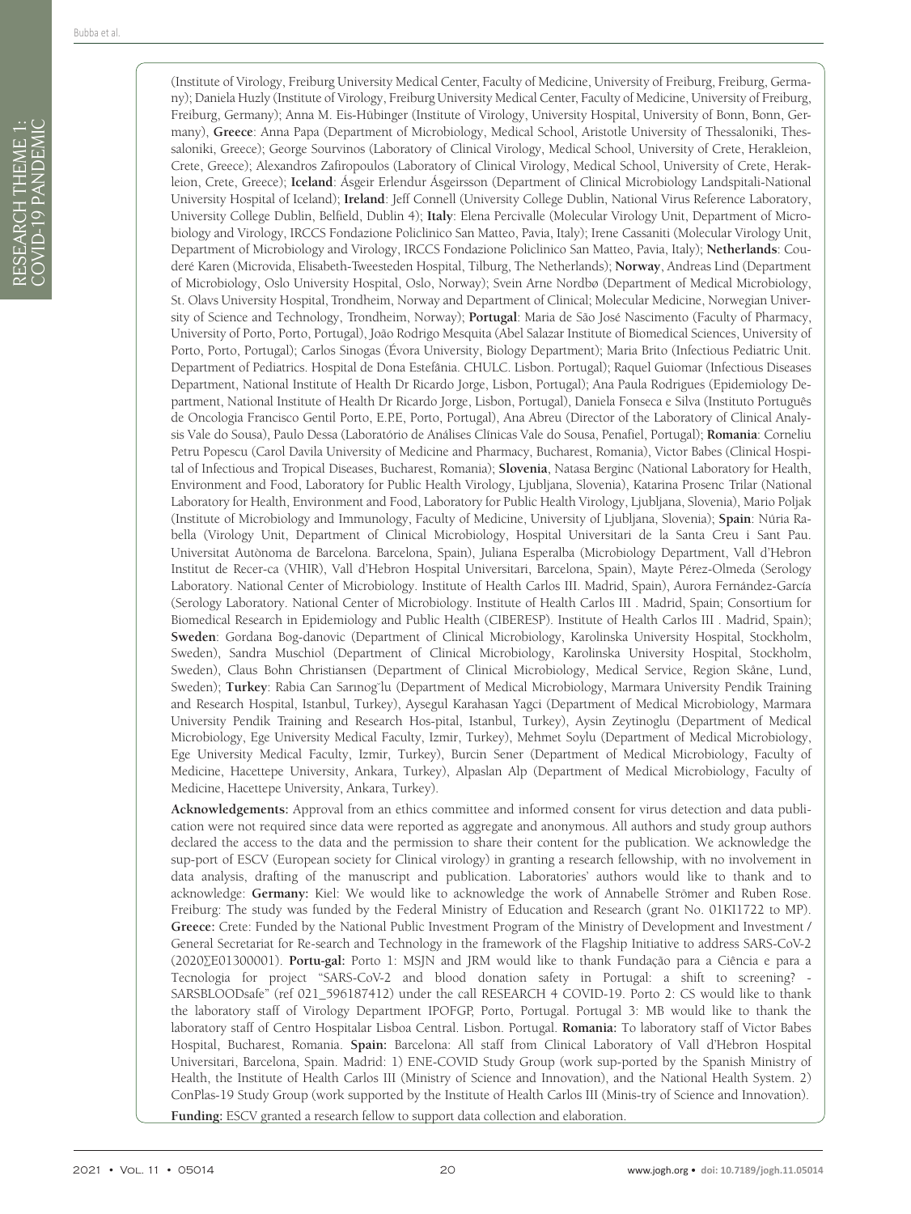(Institute of Virology, Freiburg University Medical Center, Faculty of Medicine, University of Freiburg, Freiburg, Germany); Daniela Huzly (Institute of Virology, Freiburg University Medical Center, Faculty of Medicine, University of Freiburg, Freiburg, Germany); Anna M. Eis-Hübinger (Institute of Virology, University Hospital, University of Bonn, Bonn, Germany), **Greece**: Anna Papa (Department of Microbiology, Medical School, Aristotle University of Thessaloniki, Thessaloniki, Greece); George Sourvinos (Laboratory of Clinical Virology, Medical School, University of Crete, Herakleion, Crete, Greece); Alexandros Zafiropoulos (Laboratory of Clinical Virology, Medical School, University of Crete, Herakleion, Crete, Greece); **Iceland**: Ásgeir Erlendur Ásgeirsson (Department of Clinical Microbiology Landspitali-National University Hospital of Iceland); **Ireland**: Jeff Connell (University College Dublin, National Virus Reference Laboratory, University College Dublin, Belfield, Dublin 4); **Italy**: Elena Percivalle (Molecular Virology Unit, Department of Microbiology and Virology, IRCCS Fondazione Policlinico San Matteo, Pavia, Italy); Irene Cassaniti (Molecular Virology Unit, Department of Microbiology and Virology, IRCCS Fondazione Policlinico San Matteo, Pavia, Italy); **Netherlands**: Couderé Karen (Microvida, Elisabeth-Tweesteden Hospital, Tilburg, The Netherlands); **Norway**, Andreas Lind (Department of Microbiology, Oslo University Hospital, Oslo, Norway); Svein Arne Nordbø (Department of Medical Microbiology, St. Olavs University Hospital, Trondheim, Norway and Department of Clinical; Molecular Medicine, Norwegian University of Science and Technology, Trondheim, Norway); **Portugal**: Maria de São José Nascimento (Faculty of Pharmacy, University of Porto, Porto, Portugal), João Rodrigo Mesquita (Abel Salazar Institute of Biomedical Sciences, University of Porto, Porto, Portugal); Carlos Sinogas (Évora University, Biology Department); Maria Brito (Infectious Pediatric Unit. Department of Pediatrics. Hospital de Dona Estefânia. CHULC. Lisbon. Portugal); Raquel Guiomar (Infectious Diseases Department, National Institute of Health Dr Ricardo Jorge, Lisbon, Portugal); Ana Paula Rodrigues (Epidemiology Department, National Institute of Health Dr Ricardo Jorge, Lisbon, Portugal), Daniela Fonseca e Silva (Instituto Português de Oncologia Francisco Gentil Porto, E.P.E, Porto, Portugal), Ana Abreu (Director of the Laboratory of Clinical Analysis Vale do Sousa), Paulo Dessa (Laboratório de Análises Clínicas Vale do Sousa, Penafiel, Portugal); **Romania**: Corneliu Petru Popescu (Carol Davila University of Medicine and Pharmacy, Bucharest, Romania), Victor Babes (Clinical Hospital of Infectious and Tropical Diseases, Bucharest, Romania); **Slovenia**, Natasa Berginc (National Laboratory for Health, Environment and Food, Laboratory for Public Health Virology, Ljubljana, Slovenia), Katarina Prosenc Trilar (National Laboratory for Health, Environment and Food, Laboratory for Public Health Virology, Ljubljana, Slovenia), Mario Poljak (Institute of Microbiology and Immunology, Faculty of Medicine, University of Ljubljana, Slovenia); **Spain**: Núria Rabella (Virology Unit, Department of Clinical Microbiology, Hospital Universitari de la Santa Creu i Sant Pau. Universitat Autònoma de Barcelona. Barcelona, Spain), Juliana Esperalba (Microbiology Department, Vall d'Hebron Institut de Recer-ca (VHIR), Vall d'Hebron Hospital Universitari, Barcelona, Spain), Mayte Pérez-Olmeda (Serology Laboratory. National Center of Microbiology. Institute of Health Carlos III. Madrid, Spain), Aurora Fernández-García (Serology Laboratory. National Center of Microbiology. Institute of Health Carlos III . Madrid, Spain; Consortium for Biomedical Research in Epidemiology and Public Health (CIBERESP). Institute of Health Carlos III . Madrid, Spain); **Sweden**: Gordana Bog-danovic (Department of Clinical Microbiology, Karolinska University Hospital, Stockholm, Sweden), Sandra Muschiol (Department of Clinical Microbiology, Karolinska University Hospital, Stockholm, Sweden), Claus Bohn Christiansen (Department of Clinical Microbiology, Medical Service, Region Skåne, Lund, Sweden); **Turkey**: Rabia Can Sarınog˘lu (Department of Medical Microbiology, Marmara University Pendik Training and Research Hospital, Istanbul, Turkey), Aysegul Karahasan Yagci (Department of Medical Microbiology, Marmara University Pendik Training and Research Hos-pital, Istanbul, Turkey), Aysin Zeytinoglu (Department of Medical Microbiology, Ege University Medical Faculty, Izmir, Turkey), Mehmet Soylu (Department of Medical Microbiology, Ege University Medical Faculty, Izmir, Turkey), Burcin Sener (Department of Medical Microbiology, Faculty of Medicine, Hacettepe University, Ankara, Turkey), Alpaslan Alp (Department of Medical Microbiology, Faculty of Medicine, Hacettepe University, Ankara, Turkey).

**Acknowledgements:** Approval from an ethics committee and informed consent for virus detection and data publication were not required since data were reported as aggregate and anonymous. All authors and study group authors declared the access to the data and the permission to share their content for the publication. We acknowledge the sup-port of ESCV (European society for Clinical virology) in granting a research fellowship, with no involvement in data analysis, drafting of the manuscript and publication. Laboratories' authors would like to thank and to acknowledge: **Germany:** Kiel: We would like to acknowledge the work of Annabelle Strömer and Ruben Rose. Freiburg: The study was funded by the Federal Ministry of Education and Research (grant No. 01KI1722 to MP). **Greece:** Crete: Funded by the National Public Investment Program of the Ministry of Development and Investment / General Secretariat for Re-search and Technology in the framework of the Flagship Initiative to address SARS-CoV-2 (2020ΣΕ01300001). **Portu-gal:** Porto 1: MSJN and JRM would like to thank Fundação para a Ciência e para a Tecnologia for project "SARS-CoV-2 and blood donation safety in Portugal: a shift to screening? - SARSBLOODsafe" (ref 021_596187412) under the call RESEARCH 4 COVID-19. Porto 2: CS would like to thank the laboratory staff of Virology Department IPOFGP, Porto, Portugal. Portugal 3: MB would like to thank the laboratory staff of Centro Hospitalar Lisboa Central. Lisbon. Portugal. **Romania:** To laboratory staff of Victor Babes Hospital, Bucharest, Romania. **Spain:** Barcelona: All staff from Clinical Laboratory of Vall d'Hebron Hospital Universitari, Barcelona, Spain. Madrid: 1) ENE-COVID Study Group (work sup-ported by the Spanish Ministry of Health, the Institute of Health Carlos III (Ministry of Science and Innovation), and the National Health System. 2) ConPlas-19 Study Group (work supported by the Institute of Health Carlos III (Minis-try of Science and Innovation).

**Funding:** ESCV granted a research fellow to support data collection and elaboration.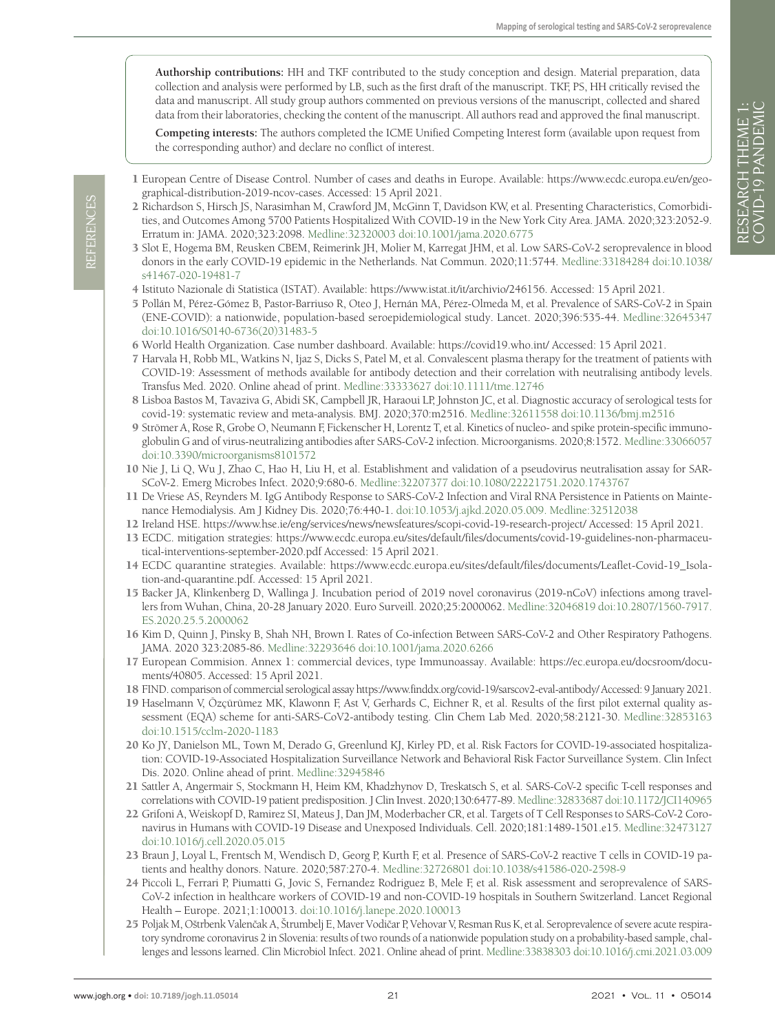**Authorship contributions:** HH and TKF contributed to the study conception and design. Material preparation, data collection and analysis were performed by LB, such as the first draft of the manuscript. TKF, PS, HH critically revised the data and manuscript. All study group authors commented on previous versions of the manuscript, collected and shared data from their laboratories, checking the content of the manuscript. All authors read and approved the final manuscript.

**Competing interests:** The authors completed the ICME Unified Competing Interest form (available upon request from the corresponding author) and declare no conflict of interest.

## REFERENCES

1 European Centre of Disease Control. Number of cases and deaths in Europe. Available: https://www.ecdc.europa.eu/en/geographical-distribution-2019-ncov-cases. Accessed: 15 April 2021.

2 Richardson S, Hirsch JS, Narasimhan M, Crawford JM, McGinn T, Davidson KW, et al. Presenting Characteristics, Comorbidities, and Outcomes Among 5700 Patients Hospitalized With COVID-19 in the New York City Area. JAMA. 2020;323:2052-9. Erratum in: JAMA. 2020;323:2098. Medline:32320003 doi:10.1001/jama.2020.6775

3 Slot E, Hogema BM, Reusken CBEM, Reimerink JH, Molier M, Karregat JHM, et al. Low SARS-CoV-2 seroprevalence in blood donors in the early COVID-19 epidemic in the Netherlands. Nat Commun. 2020;11:5744. Medline:33184284 doi:10.1038/s41467-020-19481-7

4 Istituto Nazionale di Statistica (ISTAT). Available: https://www.istat.it/it/archivio/246156. Accessed: 15 April 2021.

5 Pollán M, Pérez-Gómez B, Pastor-Barriuso R, Oteo J, Hernán MA, Pérez-Olmeda M, et al. Prevalence of SARS-CoV-2 in Spain (ENE-COVID): a nationwide, population-based seroepidemiological study. Lancet. 2020;396:535-44. Medline:32645347 doi:10.1016/S0140-6736(20)31483-5

6 World Health Organization. Case number dashboard. Available: https://covid19.who.int/ Accessed: 15 April 2021.

7 Harvala H, Robb ML, Watkins N, Ijaz S, Dicks S, Patel M, et al. Convalescent plasma therapy for the treatment of patients with COVID-19: Assessment of methods available for antibody detection and their correlation with neutralising antibody levels. Transfus Med. 2020. Online ahead of print. Medline:33333627 doi:10.1111/tme.12746

8 Lisboa Bastos M, Tavaziva G, Abidi SK, Campbell JR, Haraoui LP, Johnston JC, et al. Diagnostic accuracy of serological tests for covid-19: systematic review and meta-analysis. BMJ. 2020;370:m2516. Medline:32611558 doi:10.1136/bmj.m2516

9 Strömer A, Rose R, Grobe O, Neumann F, Fickenscher H, Lorentz T, et al. Kinetics of nucleo- and spike protein-specific immunoglobulin G and of virus-neutralizing antibodies after SARS-CoV-2 infection. Microorganisms. 2020;8:1572. Medline:33066057 doi:10.3390/microorganisms8101572

10 Nie J, Li Q, Wu J, Zhao C, Hao H, Liu H, et al. Establishment and validation of a pseudovirus neutralisation assay for SARSCoV-2. Emerg Microbes Infect. 2020;9:680-6. Medline:32207377 doi:10.1080/22221751.2020.1743767

11 De Vriese AS, Reynders M. IgG Antibody Response to SARS-CoV-2 Infection and Viral RNA Persistence in Patients on Maintenance Hemodialysis. Am J Kidney Dis. 2020;76:440-1. doi:10.1053/j.ajkd.2020.05.009. Medline:32512038

12 Ireland HSE. https://www.hse.ie/eng/services/news/newsfeatures/scopi-covid-19-research-project/ Accessed: 15 April 2021.

13 ECDC. mitigation strategies: https://www.ecdc.europa.eu/sites/default/files/documents/covid-19-guidelines-non-pharmaceutical-interventions-september-2020.pdf Accessed: 15 April 2021.

14 ECDC quarantine strategies. Available: https://www.ecdc.europa.eu/sites/default/files/documents/Leaflet-Covid-19_Isolation-and-quarantine.pdf. Accessed: 15 April 2021.

15 Backer JA, Klinkenberg D, Wallinga J. Incubation period of 2019 novel coronavirus (2019-nCoV) infections among travellers from Wuhan, China, 20-28 January 2020. Euro Surveill. 2020;25:2000062. Medline:32046819 doi:10.2807/1560-7917.ES.2020.25.5.2000062

16 Kim D, Quinn J, Pinsky B, Shah NH, Brown I. Rates of Co-infection Between SARS-CoV-2 and Other Respiratory Pathogens. JAMA. 2020 323:2085-86. Medline:32293646 doi:10.1001/jama.2020.6266

17 European Commision. Annex 1: commercial devices, type Immunoassay. Available: https://ec.europa.eu/docsroom/documents/40805. Accessed: 15 April 2021.

18 FIND. comparison of commercial serological assay https://www.finddx.org/covid-19/sarscov2-eval-antibody/ Accessed: 9 January 2021.

19 Haselmann V, Özçürümez MK, Klawonn F, Ast V, Gerhards C, Eichner R, et al. Results of the first pilot external quality assessment (EQA) scheme for anti-SARS-CoV2-antibody testing. Clin Chem Lab Med. 2020;58:2121-30. Medline:32853163 doi:10.1515/cclm-2020-1183

20 Ko JY, Danielson ML, Town M, Derado G, Greenlund KJ, Kirley PD, et al. Risk Factors for COVID-19-associated hospitalization: COVID-19-Associated Hospitalization Surveillance Network and Behavioral Risk Factor Surveillance System. Clin Infect Dis. 2020. Online ahead of print. Medline:32945846

21 Sattler A, Angermair S, Stockmann H, Heim KM, Khadzhynov D, Treskatsch S, et al. SARS-CoV-2 specific T-cell responses and correlations with COVID-19 patient predisposition. J Clin Invest. 2020;130:6477-89. Medline:32833687 doi:10.1172/JCI140965

22 Grifoni A, Weiskopf D, Ramirez SI, Mateus J, Dan JM, Moderbacher CR, et al. Targets of T Cell Responses to SARS-CoV-2 Coronavirus in Humans with COVID-19 Disease and Unexposed Individuals. Cell. 2020;181:1489-1501.e15. Medline:32473127 doi:10.1016/j.cell.2020.05.015

23 Braun J, Loyal L, Frentsch M, Wendisch D, Georg P, Kurth F, et al. Presence of SARS-CoV-2 reactive T cells in COVID-19 patients and healthy donors. Nature. 2020;587:270-4. Medline:32726801 doi:10.1038/s41586-020-2598-9

24 Piccoli L, Ferrari P, Piumatti G, Jovic S, Fernandez Rodriguez B, Mele F, et al. Risk assessment and seroprevalence of SARS-CoV-2 infection in healthcare workers of COVID-19 and non-COVID-19 hospitals in Southern Switzerland. Lancet Regional Health – Europe. 2021;1:100013. doi:10.1016/j.lanepe.2020.100013

25 Poljak M, Oštrbenk Valenčak A, Štrumbelj E, Maver Vodičar P, Vehovar V, Resman Rus K, et al. Seroprevalence of severe acute respiratory syndrome coronavirus 2 in Slovenia: results of two rounds of a nationwide population study on a probability-based sample, challenges and lessons learned. Clin Microbiol Infect. 2021. Online ahead of print. Medline:33838303 doi:10.1016/j.cmi.2021.03.009